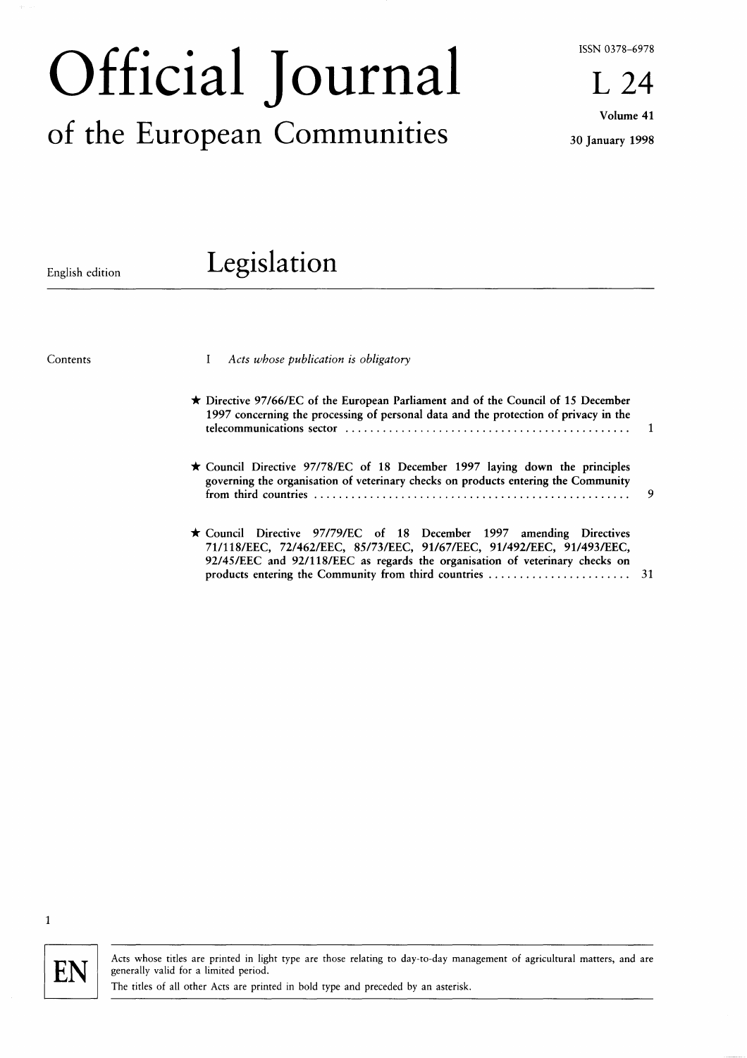# Official Journal of the European Communities

ISSN 0378-6978

L 24

Volume 41

30 January 1998

English edition

## Legislation

Contents

I *Acts whose publication is obligatory*

★ **Directive 97/66/EC of the European Parliament and of the Council of 15 December 1997 concerning the processing of personal data and the protection of privacy in the telecommunications sector** ........................................ 1

★ **Council Directive 97/78/EC of 18 December 1997 laying down the principles governing the organisation of veterinary checks on products entering the Community from third countries** ........................................ 9

★ **Council Directive 97/79/EC of 18 December 1997 amending Directives 71/118/EEC, 72/462/EEC, 85/73/EEC, 91/67/EEC, 91/492/EEC, 91/493/EEC, 92/45/EEC and 92/118/EEC as regards the organisation of veterinary checks on products entering the Community from third countries** ........................ 31

1

EN

Acts whose titles are printed in light type are those relating to day-to-day management of agricultural matters, and are generally valid for a limited period.

The titles of all other Acts are printed in bold type and preceded by an asterisk.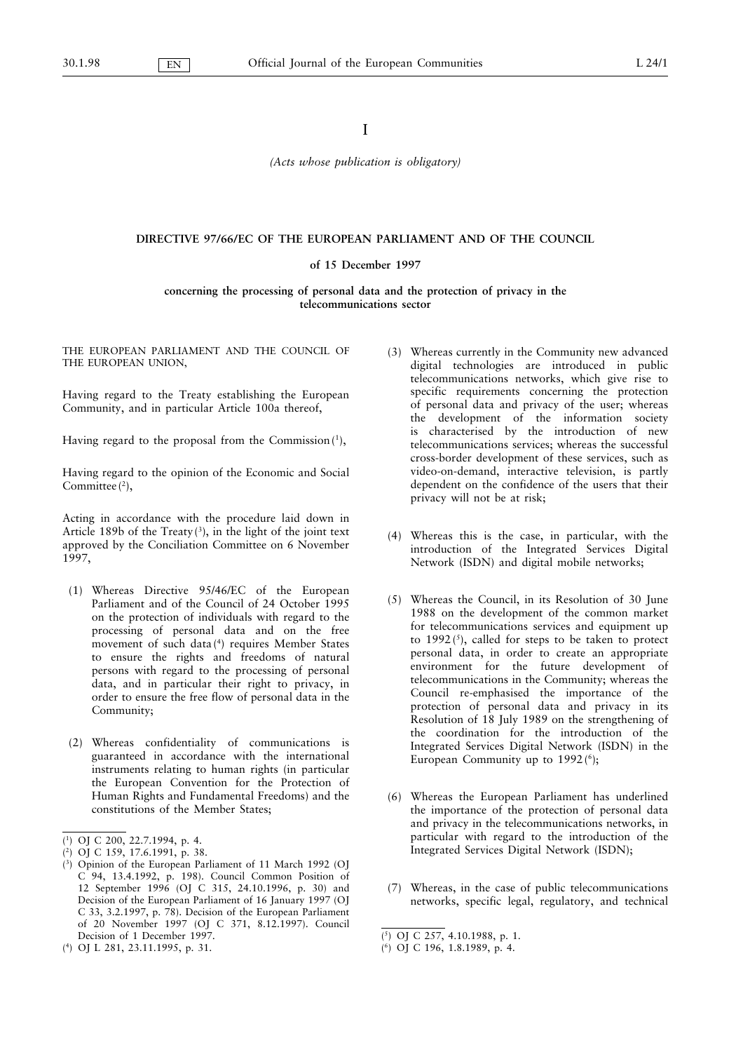I

*(Acts whose publication is obligatory)*

## DIRECTIVE 97/66/EC OF THE EUROPEAN PARLIAMENT AND OF THE COUNCIL

### of 15 December 1997

### concerning the processing of personal data and the protection of privacy in the telecommunications sector

THE EUROPEAN PARLIAMENT AND THE COUNCIL OF THE EUROPEAN UNION,

Having regard to the Treaty establishing the European Community, and in particular Article 100a thereof,

Having regard to the proposal from the Commission [1],

Having regard to the opinion of the Economic and Social Committee [2],

Acting in accordance with the procedure laid down in Article 189b of the Treaty [3], in the light of the joint text approved by the Conciliation Committee on 6 November 1997,

(1) Whereas Directive 95/46/EC of the European Parliament and of the Council of 24 October 1995 on the protection of individuals with regard to the processing of personal data and on the free movement of such data [4] requires Member States to ensure the rights and freedoms of natural persons with regard to the processing of personal data, and in particular their right to privacy, in order to ensure the free flow of personal data in the Community;

(2) Whereas confidentiality of communications is guaranteed in accordance with the international instruments relating to human rights (in particular the European Convention for the Protection of Human Rights and Fundamental Freedoms) and the constitutions of the Member States;

(3) Whereas currently in the Community new advanced digital technologies are introduced in public telecommunications networks, which give rise to specific requirements concerning the protection of personal data and privacy of the user; whereas the development of the information society is characterised by the introduction of new telecommunications services; whereas the successful cross-border development of these services, such as video-on-demand, interactive television, is partly dependent on the confidence of the users that their privacy will not be at risk;

(4) Whereas this is the case, in particular, with the introduction of the Integrated Services Digital Network (ISDN) and digital mobile networks;

(5) Whereas the Council, in its Resolution of 30 June 1988 on the development of the common market for telecommunications services and equipment up to 1992 [5], called for steps to be taken to protect personal data, in order to create an appropriate environment for the future development of telecommunications in the Community; whereas the Council re-emphasised the importance of the protection of personal data and privacy in its Resolution of 18 July 1989 on the strengthening of the coordination for the introduction of the Integrated Services Digital Network (ISDN) in the European Community up to 1992 [6];

(6) Whereas the European Parliament has underlined the importance of the protection of personal data and privacy in the telecommunications networks, in particular with regard to the introduction of the Integrated Services Digital Network (ISDN);

(7) Whereas, in the case of public telecommunications networks, specific legal, regulatory, and technical

---

[1] OJ C 200, 22.7.1994, p. 4.

[2] OJ C 159, 17.6.1991, p. 38.

[3] Opinion of the European Parliament of 11 March 1992 (OJ C 94, 13.4.1992, p. 198). Council Common Position of 12 September 1996 (OJ C 315, 24.10.1996, p. 30) and Decision of the European Parliament of 16 January 1997 (OJ C 33, 3.2.1997, p. 78). Decision of the European Parliament of 20 November 1997 (OJ C 371, 8.12.1997). Council Decision of 1 December 1997.

[4] OJ L 281, 23.11.1995, p. 31.

[5] OJ C 257, 4.10.1988, p. 1.

[6] OJ C 196, 1.8.1989, p. 4.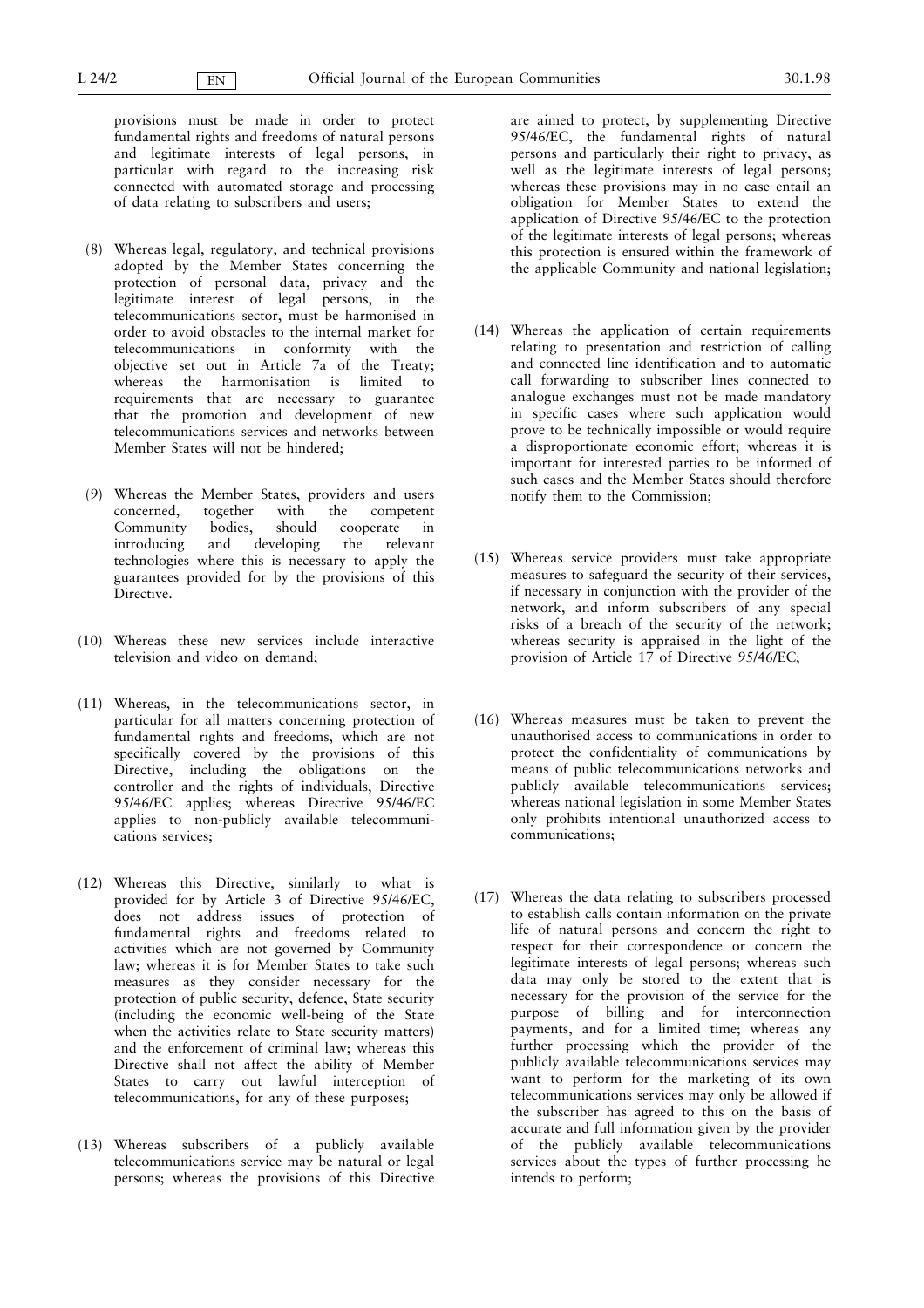provisions must be made in order to protect fundamental rights and freedoms of natural persons and legitimate interests of legal persons, in particular with regard to the increasing risk connected with automated storage and processing of data relating to subscribers and users;

(8) Whereas legal, regulatory, and technical provisions adopted by the Member States concerning the protection of personal data, privacy and the legitimate interest of legal persons, in the telecommunications sector, must be harmonised in order to avoid obstacles to the internal market for telecommunications in conformity with the objective set out in Article 7a of the Treaty; whereas the harmonisation is limited to requirements that are necessary to guarantee that the promotion and development of new telecommunications services and networks between Member States will not be hindered;

(9) Whereas the Member States, providers and users concerned, together with the competent Community bodies, should cooperate in introducing and developing the relevant technologies where this is necessary to apply the guarantees provided for by the provisions of this Directive.

(10) Whereas these new services include interactive television and video on demand;

(11) Whereas, in the telecommunications sector, in particular for all matters concerning protection of fundamental rights and freedoms, which are not specifically covered by the provisions of this Directive, including the obligations on the controller and the rights of individuals, Directive 95/46/EC applies; whereas Directive 95/46/EC applies to non-publicly available telecommunications services;

(12) Whereas this Directive, similarly to what is provided for by Article 3 of Directive 95/46/EC, does not address issues of protection of fundamental rights and freedoms related to activities which are not governed by Community law; whereas it is for Member States to take such measures as they consider necessary for the protection of public security, defence, State security (including the economic well-being of the State when the activities relate to State security matters) and the enforcement of criminal law; whereas this Directive shall not affect the ability of Member States to carry out lawful interception of telecommunications, for any of these purposes;

(13) Whereas subscribers of a publicly available telecommunications service may be natural or legal persons; whereas the provisions of this Directive are aimed to protect, by supplementing Directive 95/46/EC, the fundamental rights of natural persons and particularly their right to privacy, as well as the legitimate interests of legal persons; whereas these provisions may in no case entail an obligation for Member States to extend the application of Directive 95/46/EC to the protection of the legitimate interests of legal persons; whereas this protection is ensured within the framework of the applicable Community and national legislation;

(14) Whereas the application of certain requirements relating to presentation and restriction of calling and connected line identification and to automatic call forwarding to subscriber lines connected to analogue exchanges must not be made mandatory in specific cases where such application would prove to be technically impossible or would require a disproportionate economic effort; whereas it is important for interested parties to be informed of such cases and the Member States should therefore notify them to the Commission;

(15) Whereas service providers must take appropriate measures to safeguard the security of their services, if necessary in conjunction with the provider of the network, and inform subscribers of any special risks of a breach of the security of the network; whereas security is appraised in the light of the provision of Article 17 of Directive 95/46/EC;

(16) Whereas measures must be taken to prevent the unauthorised access to communications in order to protect the confidentiality of communications by means of public telecommunications networks and publicly available telecommunications services; whereas national legislation in some Member States only prohibits intentional unauthorized access to communications;

(17) Whereas the data relating to subscribers processed to establish calls contain information on the private life of natural persons and concern the right to respect for their correspondence or concern the legitimate interests of legal persons; whereas such data may only be stored to the extent that is necessary for the provision of the service for the purpose of billing and for interconnection payments, and for a limited time; whereas any further processing which the provider of the publicly available telecommunications services may want to perform for the marketing of its own telecommunications services may only be allowed if the subscriber has agreed to this on the basis of accurate and full information given by the provider of the publicly available telecommunications services about the types of further processing he intends to perform;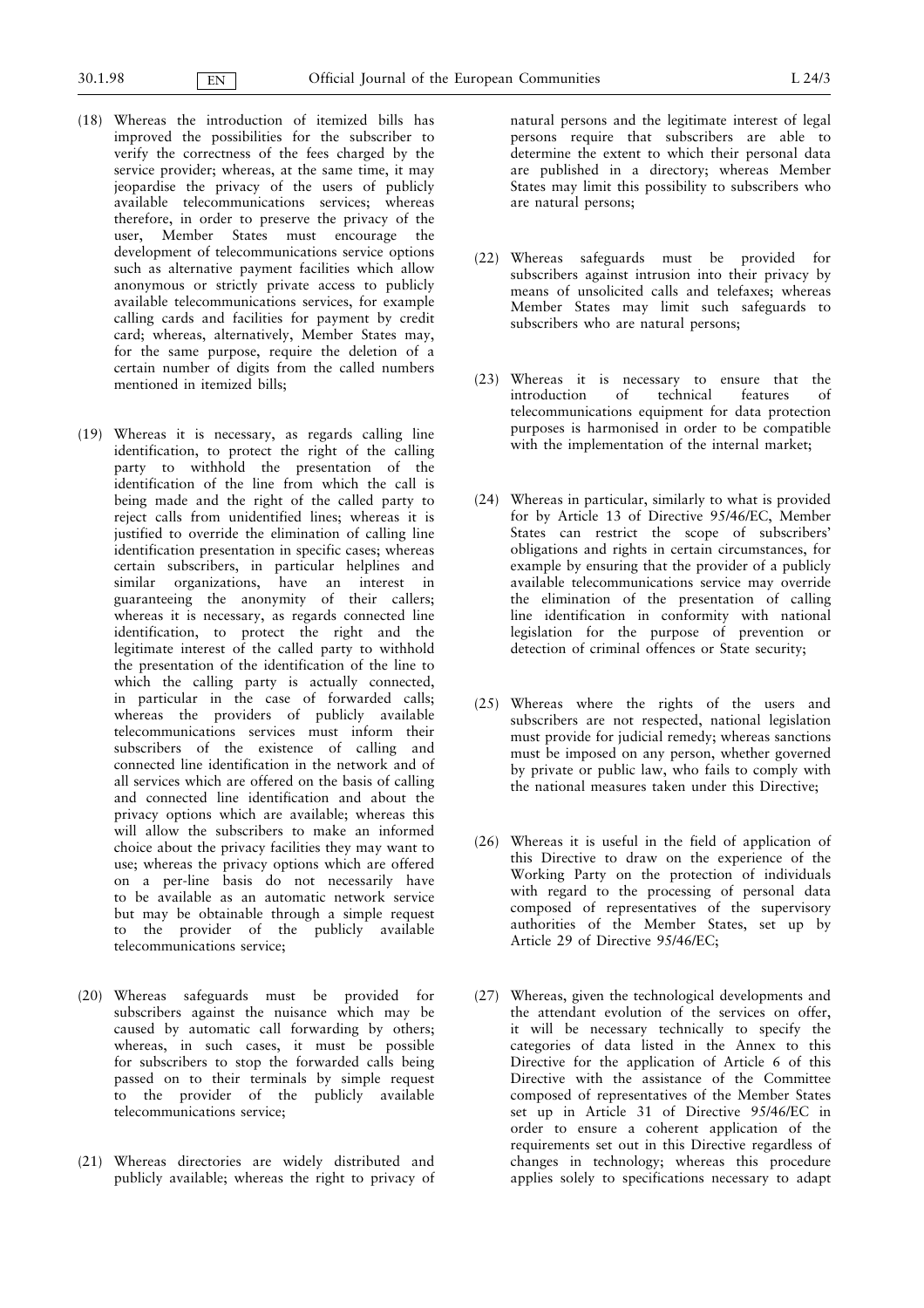(18) Whereas the introduction of itemized bills has improved the possibilities for the subscriber to verify the correctness of the fees charged by the service provider; whereas, at the same time, it may jeopardise the privacy of the users of publicly available telecommunications services; whereas therefore, in order to preserve the privacy of the user, Member States must encourage the development of telecommunications service options such as alternative payment facilities which allow anonymous or strictly private access to publicly available telecommunications services, for example calling cards and facilities for payment by credit card; whereas, alternatively, Member States may, for the same purpose, require the deletion of a certain number of digits from the called numbers mentioned in itemized bills;

(19) Whereas it is necessary, as regards calling line identification, to protect the right of the calling party to withhold the presentation of the identification of the line from which the call is being made and the right of the called party to reject calls from unidentified lines; whereas it is justified to override the elimination of calling line identification presentation in specific cases; whereas certain subscribers, in particular helplines and similar organizations, have an interest in guaranteeing the anonymity of their callers; whereas it is necessary, as regards connected line identification, to protect the right and the legitimate interest of the called party to withhold the presentation of the identification of the line to which the calling party is actually connected, in particular in the case of forwarded calls; whereas the providers of publicly available telecommunications services must inform their subscribers of the existence of calling and connected line identification in the network and of all services which are offered on the basis of calling and connected line identification and about the privacy options which are available; whereas this will allow the subscribers to make an informed choice about the privacy facilities they may want to use; whereas the privacy options which are offered on a per-line basis do not necessarily have to be available as an automatic network service but may be obtainable through a simple request to the provider of the publicly available telecommunications service;

(20) Whereas safeguards must be provided for subscribers against the nuisance which may be caused by automatic call forwarding by others; whereas, in such cases, it must be possible for subscribers to stop the forwarded calls being passed on to their terminals by simple request to the provider of the publicly available telecommunications service;

(21) Whereas directories are widely distributed and publicly available; whereas the right to privacy of natural persons and the legitimate interest of legal persons require that subscribers are able to determine the extent to which their personal data are published in a directory; whereas Member States may limit this possibility to subscribers who are natural persons;

(22) Whereas safeguards must be provided for subscribers against intrusion into their privacy by means of unsolicited calls and telefaxes; whereas Member States may limit such safeguards to subscribers who are natural persons;

(23) Whereas it is necessary to ensure that the introduction of technical features of telecommunications equipment for data protection purposes is harmonised in order to be compatible with the implementation of the internal market;

(24) Whereas in particular, similarly to what is provided for by Article 13 of Directive 95/46/EC, Member States can restrict the scope of subscribers' obligations and rights in certain circumstances, for example by ensuring that the provider of a publicly available telecommunications service may override the elimination of the presentation of calling line identification in conformity with national legislation for the purpose of prevention or detection of criminal offences or State security;

(25) Whereas where the rights of the users and subscribers are not respected, national legislation must provide for judicial remedy; whereas sanctions must be imposed on any person, whether governed by private or public law, who fails to comply with the national measures taken under this Directive;

(26) Whereas it is useful in the field of application of this Directive to draw on the experience of the Working Party on the protection of individuals with regard to the processing of personal data composed of representatives of the supervisory authorities of the Member States, set up by Article 29 of Directive 95/46/EC;

(27) Whereas, given the technological developments and the attendant evolution of the services on offer, it will be necessary technically to specify the categories of data listed in the Annex to this Directive for the application of Article 6 of this Directive with the assistance of the Committee composed of representatives of the Member States set up in Article 31 of Directive 95/46/EC in order to ensure a coherent application of the requirements set out in this Directive regardless of changes in technology; whereas this procedure applies solely to specifications necessary to adapt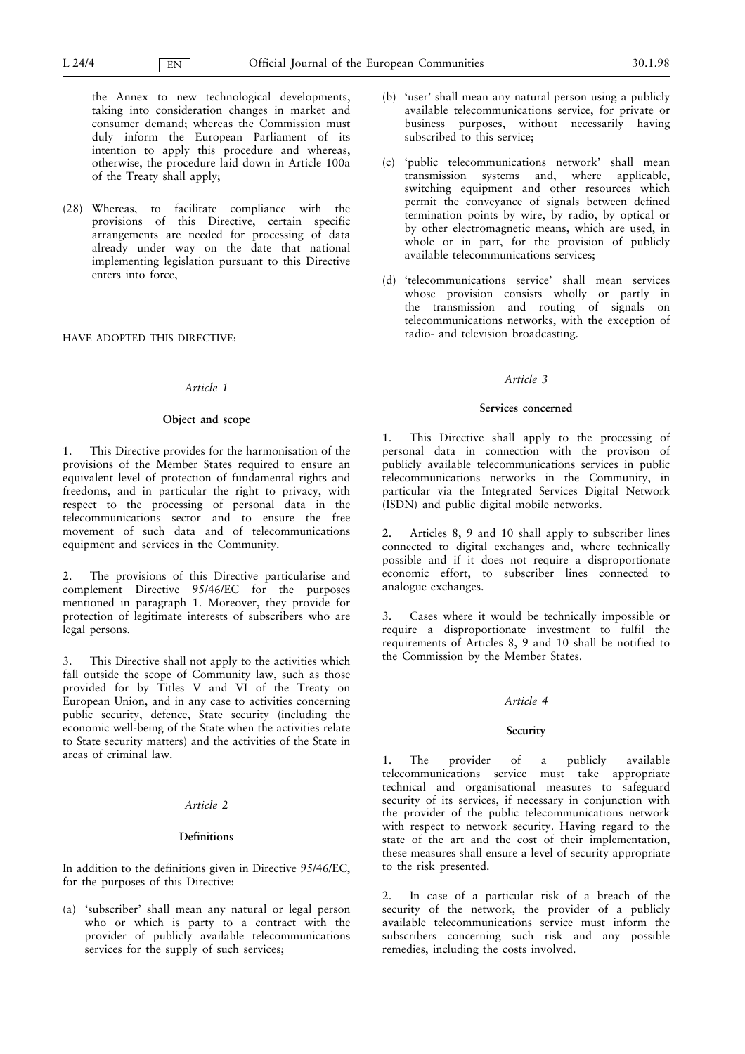the Annex to new technological developments, taking into consideration changes in market and consumer demand; whereas the Commission must duly inform the European Parliament of its intention to apply this procedure and whereas, otherwise, the procedure laid down in Article 100a of the Treaty shall apply;

(28) Whereas, to facilitate compliance with the provisions of this Directive, certain specific arrangements are needed for processing of data already under way on the date that national implementing legislation pursuant to this Directive enters into force,

HAVE ADOPTED THIS DIRECTIVE:

*Article 1*

**Object and scope**

1. This Directive provides for the harmonisation of the provisions of the Member States required to ensure an equivalent level of protection of fundamental rights and freedoms, and in particular the right to privacy, with respect to the processing of personal data in the telecommunications sector and to ensure the free movement of such data and of telecommunications equipment and services in the Community.

2. The provisions of this Directive particularise and complement Directive 95/46/EC for the purposes mentioned in paragraph 1. Moreover, they provide for protection of legitimate interests of subscribers who are legal persons.

3. This Directive shall not apply to the activities which fall outside the scope of Community law, such as those provided for by Titles V and VI of the Treaty on European Union, and in any case to activities concerning public security, defence, State security (including the economic well-being of the State when the activities relate to State security matters) and the activities of the State in areas of criminal law.

*Article 2*

**Definitions**

In addition to the definitions given in Directive 95/46/EC, for the purposes of this Directive:

(a) 'subscriber' shall mean any natural or legal person who or which is party to a contract with the provider of publicly available telecommunications services for the supply of such services;

(b) 'user' shall mean any natural person using a publicly available telecommunications service, for private or business purposes, without necessarily having subscribed to this service;

(c) 'public telecommunications network' shall mean transmission systems and, where applicable, switching equipment and other resources which permit the conveyance of signals between defined termination points by wire, by radio, by optical or by other electromagnetic means, which are used, in whole or in part, for the provision of publicly available telecommunications services;

(d) 'telecommunications service' shall mean services whose provision consists wholly or partly in the transmission and routing of signals on telecommunications networks, with the exception of radio- and television broadcasting.

*Article 3*

**Services concerned**

1. This Directive shall apply to the processing of personal data in connection with the provison of publicly available telecommunications services in public telecommunications networks in the Community, in particular via the Integrated Services Digital Network (ISDN) and public digital mobile networks.

2. Articles 8, 9 and 10 shall apply to subscriber lines connected to digital exchanges and, where technically possible and if it does not require a disproportionate economic effort, to subscriber lines connected to analogue exchanges.

3. Cases where it would be technically impossible or require a disproportionate investment to fulfil the requirements of Articles 8, 9 and 10 shall be notified to the Commission by the Member States.

*Article 4*

**Security**

1. The provider of a publicly available telecommunications service must take appropriate technical and organisational measures to safeguard security of its services, if necessary in conjunction with the provider of the public telecommunications network with respect to network security. Having regard to the state of the art and the cost of their implementation, these measures shall ensure a level of security appropriate to the risk presented.

2. In case of a particular risk of a breach of the security of the network, the provider of a publicly available telecommunications service must inform the subscribers concerning such risk and any possible remedies, including the costs involved.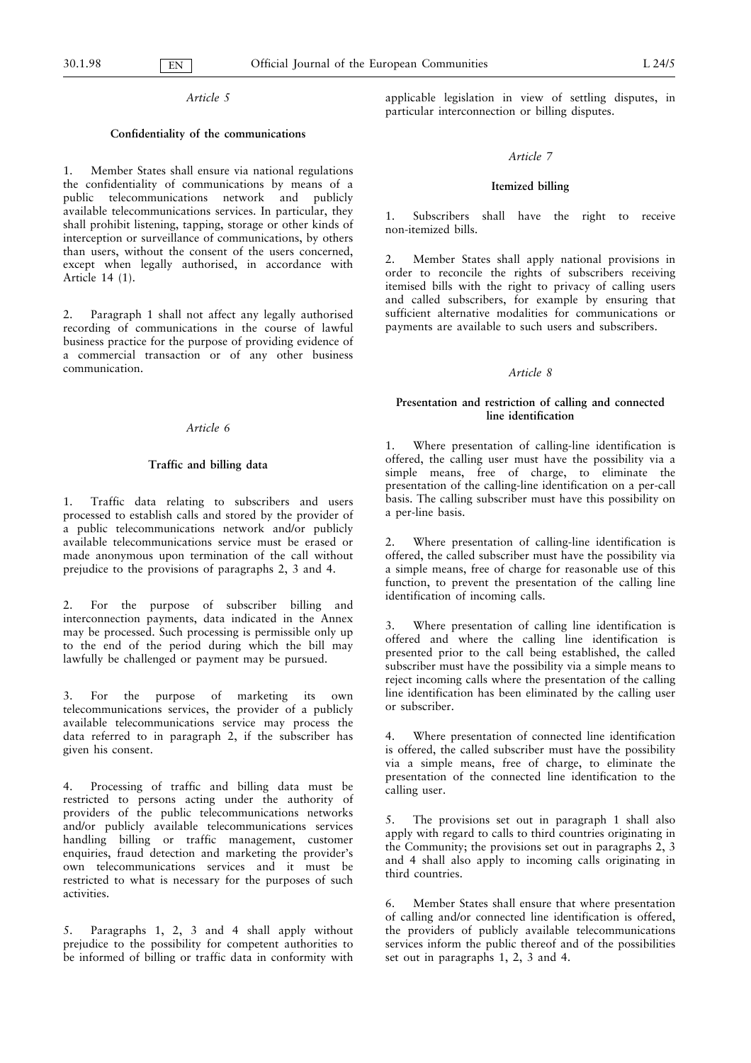*Article 5*

**Confidentiality of the communications**

1. Member States shall ensure via national regulations the confidentiality of communications by means of a public telecommunications network and publicly available telecommunications services. In particular, they shall prohibit listening, tapping, storage or other kinds of interception or surveillance of communications, by others than users, without the consent of the users concerned, except when legally authorised, in accordance with Article 14 (1).

2. Paragraph 1 shall not affect any legally authorised recording of communications in the course of lawful business practice for the purpose of providing evidence of a commercial transaction or of any other business communication.

*Article 6*

**Traffic and billing data**

1. Traffic data relating to subscribers and users processed to establish calls and stored by the provider of a public telecommunications network and/or publicly available telecommunications service must be erased or made anonymous upon termination of the call without prejudice to the provisions of paragraphs 2, 3 and 4.

2. For the purpose of subscriber billing and interconnection payments, data indicated in the Annex may be processed. Such processing is permissible only up to the end of the period during which the bill may lawfully be challenged or payment may be pursued.

3. For the purpose of marketing its own telecommunications services, the provider of a publicly available telecommunications service may process the data referred to in paragraph 2, if the subscriber has given his consent.

4. Processing of traffic and billing data must be restricted to persons acting under the authority of providers of the public telecommunications networks and/or publicly available telecommunications services handling billing or traffic management, customer enquiries, fraud detection and marketing the provider's own telecommunications services and it must be restricted to what is necessary for the purposes of such activities.

5. Paragraphs 1, 2, 3 and 4 shall apply without prejudice to the possibility for competent authorities to be informed of billing or traffic data in conformity with applicable legislation in view of settling disputes, in particular interconnection or billing disputes.

*Article 7*

**Itemized billing**

1. Subscribers shall have the right to receive non-itemized bills.

2. Member States shall apply national provisions in order to reconcile the rights of subscribers receiving itemised bills with the right to privacy of calling users and called subscribers, for example by ensuring that sufficient alternative modalities for communications or payments are available to such users and subscribers.

*Article 8*

**Presentation and restriction of calling and connected line identification**

1. Where presentation of calling-line identification is offered, the calling user must have the possibility via a simple means, free of charge, to eliminate the presentation of the calling-line identification on a per-call basis. The calling subscriber must have this possibility on a per-line basis.

2. Where presentation of calling-line identification is offered, the called subscriber must have the possibility via a simple means, free of charge for reasonable use of this function, to prevent the presentation of the calling line identification of incoming calls.

3. Where presentation of calling line identification is offered and where the calling line identification is presented prior to the call being established, the called subscriber must have the possibility via a simple means to reject incoming calls where the presentation of the calling line identification has been eliminated by the calling user or subscriber.

4. Where presentation of connected line identification is offered, the called subscriber must have the possibility via a simple means, free of charge, to eliminate the presentation of the connected line identification to the calling user.

5. The provisions set out in paragraph 1 shall also apply with regard to calls to third countries originating in the Community; the provisions set out in paragraphs 2, 3 and 4 shall also apply to incoming calls originating in third countries.

6. Member States shall ensure that where presentation of calling and/or connected line identification is offered, the providers of publicly available telecommunications services inform the public thereof and of the possibilities set out in paragraphs 1, 2, 3 and 4.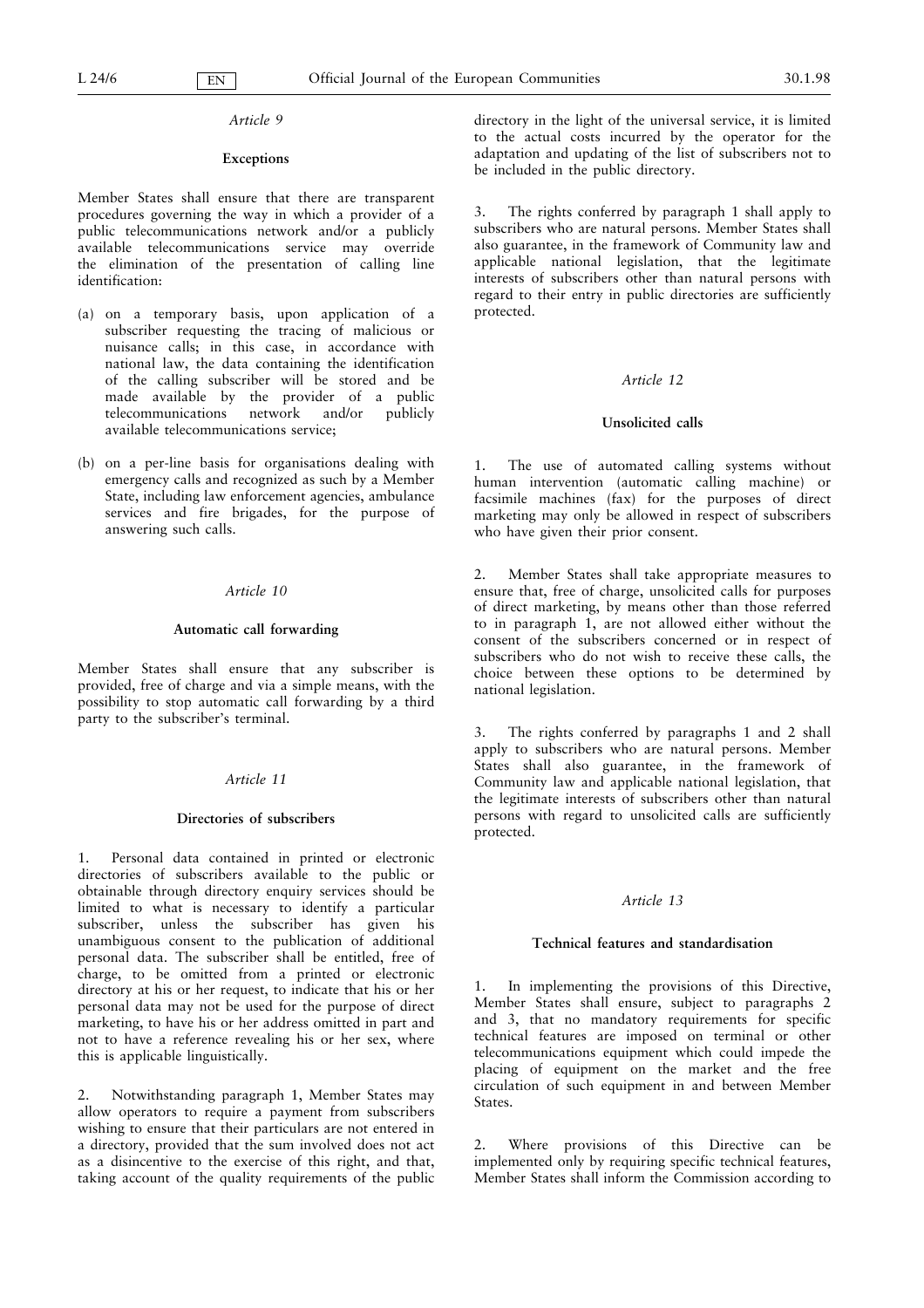*Article 9*

**Exceptions**

Member States shall ensure that there are transparent procedures governing the way in which a provider of a public telecommunications network and/or a publicly available telecommunications service may override the elimination of the presentation of calling line identification:

(a) on a temporary basis, upon application of a subscriber requesting the tracing of malicious or nuisance calls; in this case, in accordance with national law, the data containing the identification of the calling subscriber will be stored and be made available by the provider of a public telecommunications network and/or publicly available telecommunications service;

(b) on a per-line basis for organisations dealing with emergency calls and recognized as such by a Member State, including law enforcement agencies, ambulance services and fire brigades, for the purpose of answering such calls.

*Article 10*

**Automatic call forwarding**

Member States shall ensure that any subscriber is provided, free of charge and via a simple means, with the possibility to stop automatic call forwarding by a third party to the subscriber's terminal.

*Article 11*

**Directories of subscribers**

1. Personal data contained in printed or electronic directories of subscribers available to the public or obtainable through directory enquiry services should be limited to what is necessary to identify a particular subscriber, unless the subscriber has given his unambiguous consent to the publication of additional personal data. The subscriber shall be entitled, free of charge, to be omitted from a printed or electronic directory at his or her request, to indicate that his or her personal data may not be used for the purpose of direct marketing, to have his or her address omitted in part and not to have a reference revealing his or her sex, where this is applicable linguistically.

2. Notwithstanding paragraph 1, Member States may allow operators to require a payment from subscribers wishing to ensure that their particulars are not entered in a directory, provided that the sum involved does not act as a disincentive to the exercise of this right, and that, taking account of the quality requirements of the public directory in the light of the universal service, it is limited to the actual costs incurred by the operator for the adaptation and updating of the list of subscribers not to be included in the public directory.

3. The rights conferred by paragraph 1 shall apply to subscribers who are natural persons. Member States shall also guarantee, in the framework of Community law and applicable national legislation, that the legitimate interests of subscribers other than natural persons with regard to their entry in public directories are sufficiently protected.

*Article 12*

**Unsolicited calls**

1. The use of automated calling systems without human intervention (automatic calling machine) or facsimile machines (fax) for the purposes of direct marketing may only be allowed in respect of subscribers who have given their prior consent.

2. Member States shall take appropriate measures to ensure that, free of charge, unsolicited calls for purposes of direct marketing, by means other than those referred to in paragraph 1, are not allowed either without the consent of the subscribers concerned or in respect of subscribers who do not wish to receive these calls, the choice between these options to be determined by national legislation.

3. The rights conferred by paragraphs 1 and 2 shall apply to subscribers who are natural persons. Member States shall also guarantee, in the framework of Community law and applicable national legislation, that the legitimate interests of subscribers other than natural persons with regard to unsolicited calls are sufficiently protected.

*Article 13*

**Technical features and standardisation**

1. In implementing the provisions of this Directive, Member States shall ensure, subject to paragraphs 2 and 3, that no mandatory requirements for specific technical features are imposed on terminal or other telecommunications equipment which could impede the placing of equipment on the market and the free circulation of such equipment in and between Member States.

2. Where provisions of this Directive can be implemented only by requiring specific technical features, Member States shall inform the Commission according to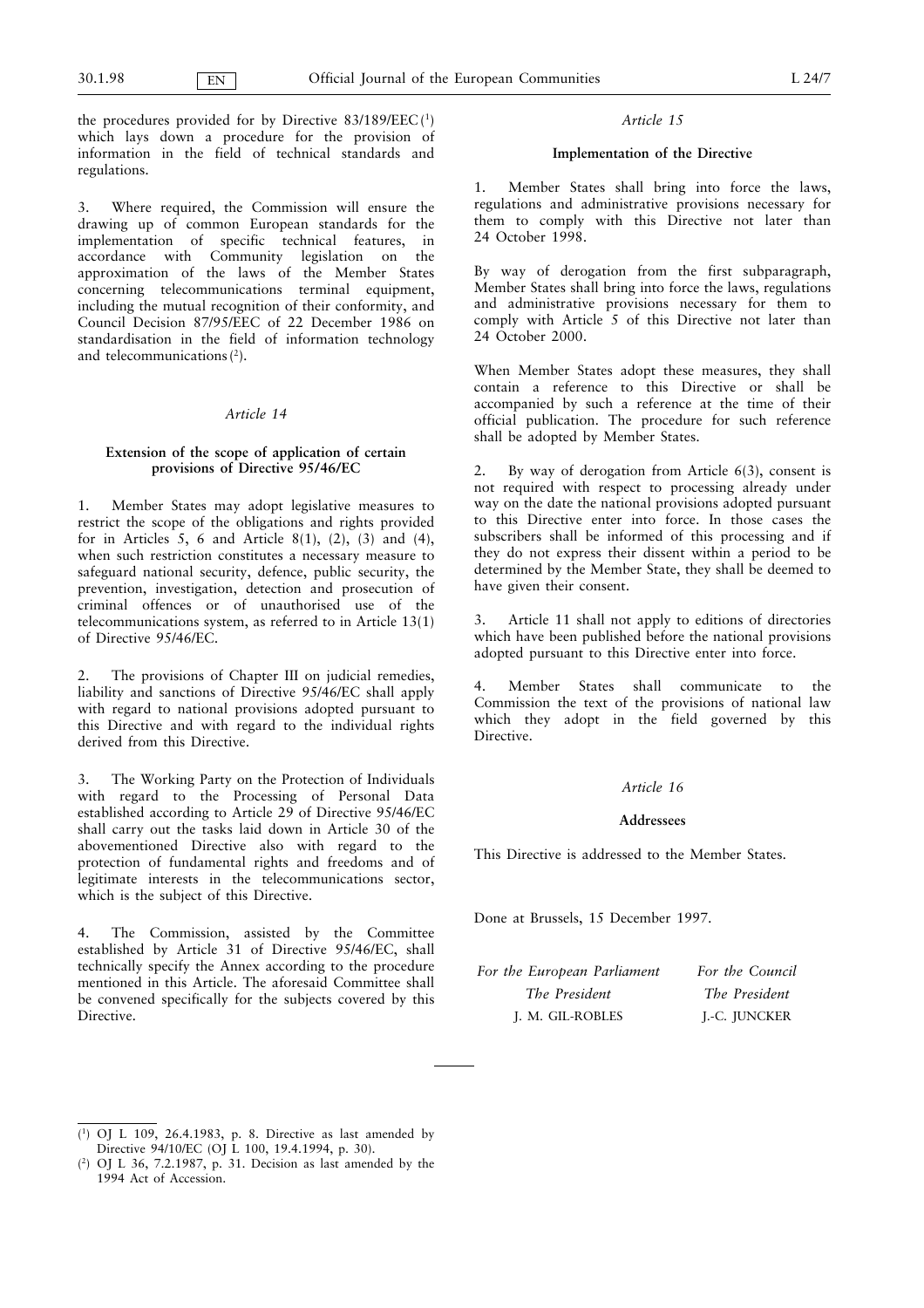the procedures provided for by Directive 83/189/EEC [1] which lays down a procedure for the provision of information in the field of technical standards and regulations.

3. Where required, the Commission will ensure the drawing up of common European standards for the implementation of specific technical features, in accordance with Community legislation on the approximation of the laws of the Member States concerning telecommunications terminal equipment, including the mutual recognition of their conformity, and Council Decision 87/95/EEC of 22 December 1986 on standardisation in the field of information technology and telecommunications [2].

*Article 14*

**Extension of the scope of application of certain provisions of Directive 95/46/EC**

1. Member States may adopt legislative measures to restrict the scope of the obligations and rights provided for in Articles 5, 6 and Article 8(1), (2), (3) and (4), when such restriction constitutes a necessary measure to safeguard national security, defence, public security, the prevention, investigation, detection and prosecution of criminal offences or of unauthorised use of the telecommunications system, as referred to in Article 13(1) of Directive 95/46/EC.

2. The provisions of Chapter III on judicial remedies, liability and sanctions of Directive 95/46/EC shall apply with regard to national provisions adopted pursuant to this Directive and with regard to the individual rights derived from this Directive.

3. The Working Party on the Protection of Individuals with regard to the Processing of Personal Data established according to Article 29 of Directive 95/46/EC shall carry out the tasks laid down in Article 30 of the abovementioned Directive also with regard to the protection of fundamental rights and freedoms and of legitimate interests in the telecommunications sector, which is the subject of this Directive.

4. The Commission, assisted by the Committee established by Article 31 of Directive 95/46/EC, shall technically specify the Annex according to the procedure mentioned in this Article. The aforesaid Committee shall be convened specifically for the subjects covered by this Directive.

*Article 15*

**Implementation of the Directive**

1. Member States shall bring into force the laws, regulations and administrative provisions necessary for them to comply with this Directive not later than 24 October 1998.

By way of derogation from the first subparagraph, Member States shall bring into force the laws, regulations and administrative provisions necessary for them to comply with Article 5 of this Directive not later than 24 October 2000.

When Member States adopt these measures, they shall contain a reference to this Directive or shall be accompanied by such a reference at the time of their official publication. The procedure for such reference shall be adopted by Member States.

2. By way of derogation from Article 6(3), consent is not required with respect to processing already under way on the date the national provisions adopted pursuant to this Directive enter into force. In those cases the subscribers shall be informed of this processing and if they do not express their dissent within a period to be determined by the Member State, they shall be deemed to have given their consent.

3. Article 11 shall not apply to editions of directories which have been published before the national provisions adopted pursuant to this Directive enter into force.

4. Member States shall communicate to the Commission the text of the provisions of national law which they adopt in the field governed by this Directive.

*Article 16*

**Addressees**

This Directive is addressed to the Member States.

Done at Brussels, 15 December 1997.

| *For the European Parliament* | *For the Council* |
| --- | --- |
| *The President* | *The President* |
| J. M. GIL-ROBLES | J.-C. JUNCKER |

---

[1] OJ L 109, 26.4.1983, p. 8. Directive as last amended by Directive 94/10/EC (OJ L 100, 19.4.1994, p. 30).

[2] OJ L 36, 7.2.1987, p. 31. Decision as last amended by the 1994 Act of Accession.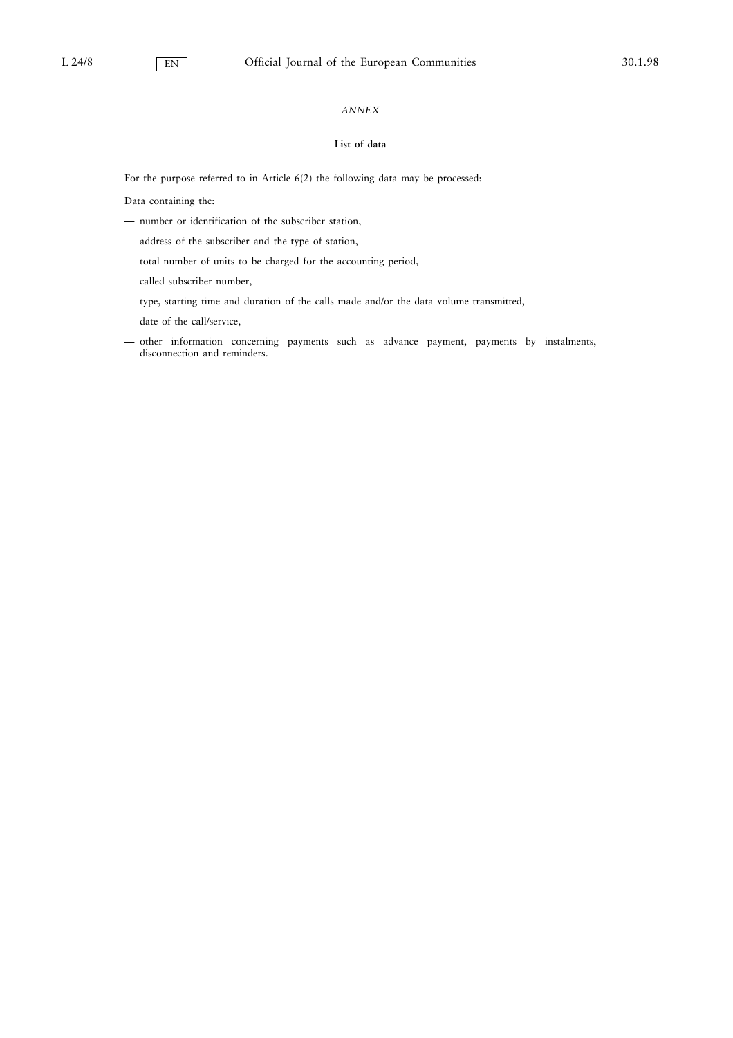*ANNEX*

**List of data**

For the purpose referred to in Article 6(2) the following data may be processed:

Data containing the:

— number or identification of the subscriber station,

— address of the subscriber and the type of station,

— total number of units to be charged for the accounting period,

— called subscriber number,

— type, starting time and duration of the calls made and/or the data volume transmitted,

— date of the call/service,

— other information concerning payments such as advance payment, payments by instalments, disconnection and reminders.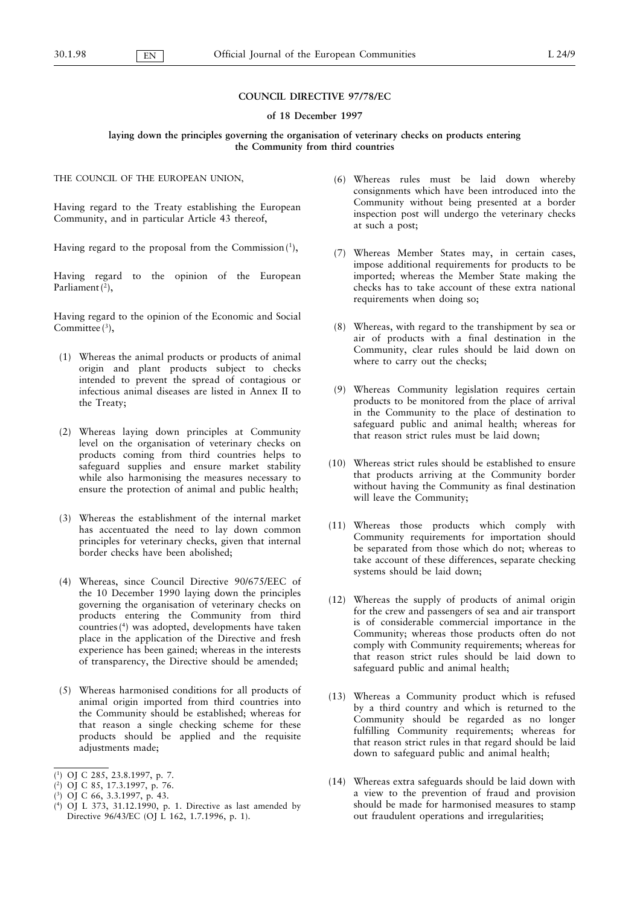# COUNCIL DIRECTIVE 97/78/EC

## of 18 December 1997

### laying down the principles governing the organisation of veterinary checks on products entering the Community from third countries

THE COUNCIL OF THE EUROPEAN UNION,

Having regard to the Treaty establishing the European Community, and in particular Article 43 thereof,

Having regard to the proposal from the Commission [1],

Having regard to the opinion of the European Parliament [2],

Having regard to the opinion of the Economic and Social Committee [3],

(1) Whereas the animal products or products of animal origin and plant products subject to checks intended to prevent the spread of contagious or infectious animal diseases are listed in Annex II to the Treaty;

(2) Whereas laying down principles at Community level on the organisation of veterinary checks on products coming from third countries helps to safeguard supplies and ensure market stability while also harmonising the measures necessary to ensure the protection of animal and public health;

(3) Whereas the establishment of the internal market has accentuated the need to lay down common principles for veterinary checks, given that internal border checks have been abolished;

(4) Whereas, since Council Directive 90/675/EEC of the 10 December 1990 laying down the principles governing the organisation of veterinary checks on products entering the Community from third countries [4] was adopted, developments have taken place in the application of the Directive and fresh experience has been gained; whereas in the interests of transparency, the Directive should be amended;

(5) Whereas harmonised conditions for all products of animal origin imported from third countries into the Community should be established; whereas for that reason a single checking scheme for these products should be applied and the requisite adjustments made;

(6) Whereas rules must be laid down whereby consignments which have been introduced into the Community without being presented at a border inspection post will undergo the veterinary checks at such a post;

(7) Whereas Member States may, in certain cases, impose additional requirements for products to be imported; whereas the Member State making the checks has to take account of these extra national requirements when doing so;

(8) Whereas, with regard to the transhipment by sea or air of products with a final destination in the Community, clear rules should be laid down on where to carry out the checks;

(9) Whereas Community legislation requires certain products to be monitored from the place of arrival in the Community to the place of destination to safeguard public and animal health; whereas for that reason strict rules must be laid down;

(10) Whereas strict rules should be established to ensure that products arriving at the Community border without having the Community as final destination will leave the Community;

(11) Whereas those products which comply with Community requirements for importation should be separated from those which do not; whereas to take account of these differences, separate checking systems should be laid down;

(12) Whereas the supply of products of animal origin for the crew and passengers of sea and air transport is of considerable commercial importance in the Community; whereas those products often do not comply with Community requirements; whereas for that reason strict rules should be laid down to safeguard public and animal health;

(13) Whereas a Community product which is refused by a third country and which is returned to the Community should be regarded as no longer fulfilling Community requirements; whereas for that reason strict rules in that regard should be laid down to safeguard public and animal health;

(14) Whereas extra safeguards should be laid down with a view to the prevention of fraud and provision should be made for harmonised measures to stamp out fraudulent operations and irregularities;

---

[1] OJ C 285, 23.8.1997, p. 7.

[2] OJ C 85, 17.3.1997, p. 76.

[3] OJ C 66, 3.3.1997, p. 43.

[4] OJ L 373, 31.12.1990, p. 1. Directive as last amended by Directive 96/43/EC (OJ L 162, 1.7.1996, p. 1).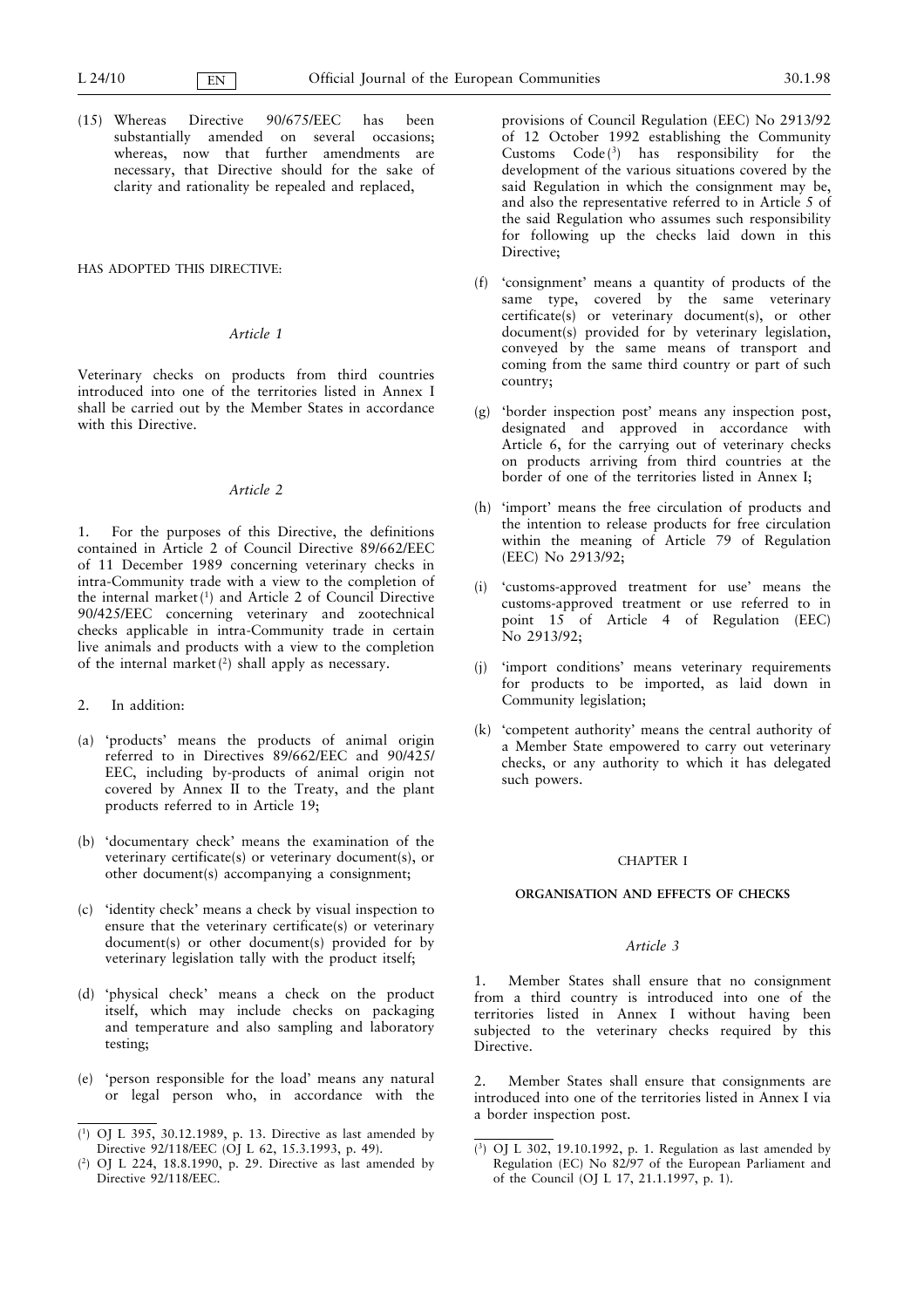(15) Whereas Directive 90/675/EEC has been substantially amended on several occasions; whereas, now that further amendments are necessary, that Directive should for the sake of clarity and rationality be repealed and replaced,

HAS ADOPTED THIS DIRECTIVE:

*Article 1*

Veterinary checks on products from third countries introduced into one of the territories listed in Annex I shall be carried out by the Member States in accordance with this Directive.

*Article 2*

1. For the purposes of this Directive, the definitions contained in Article 2 of Council Directive 89/662/EEC of 11 December 1989 concerning veterinary checks in intra-Community trade with a view to the completion of the internal market [1] and Article 2 of Council Directive 90/425/EEC concerning veterinary and zootechnical checks applicable in intra-Community trade in certain live animals and products with a view to the completion of the internal market [2] shall apply as necessary.

2. In addition:

(a) 'products' means the products of animal origin referred to in Directives 89/662/EEC and 90/425/EEC, including by-products of animal origin not covered by Annex II to the Treaty, and the plant products referred to in Article 19;

(b) 'documentary check' means the examination of the veterinary certificate(s) or veterinary document(s), or other document(s) accompanying a consignment;

(c) 'identity check' means a check by visual inspection to ensure that the veterinary certificate(s) or veterinary document(s) or other document(s) provided for by veterinary legislation tally with the product itself;

(d) 'physical check' means a check on the product itself, which may include checks on packaging and temperature and also sampling and laboratory testing;

(e) 'person responsible for the load' means any natural or legal person who, in accordance with the provisions of Council Regulation (EEC) No 2913/92 of 12 October 1992 establishing the Community Customs Code [3] has responsibility for the development of the various situations covered by the said Regulation in which the consignment may be, and also the representative referred to in Article 5 of the said Regulation who assumes such responsibility for following up the checks laid down in this Directive;

(f) 'consignment' means a quantity of products of the same type, covered by the same veterinary certificate(s) or veterinary document(s), or other document(s) provided for by veterinary legislation, conveyed by the same means of transport and coming from the same third country or part of such country;

(g) 'border inspection post' means any inspection post, designated and approved in accordance with Article 6, for the carrying out of veterinary checks on products arriving from third countries at the border of one of the territories listed in Annex I;

(h) 'import' means the free circulation of products and the intention to release products for free circulation within the meaning of Article 79 of Regulation (EEC) No 2913/92;

(i) 'customs-approved treatment for use' means the customs-approved treatment or use referred to in point 15 of Article 4 of Regulation (EEC) No 2913/92;

(j) 'import conditions' means veterinary requirements for products to be imported, as laid down in Community legislation;

(k) 'competent authority' means the central authority of a Member State empowered to carry out veterinary checks, or any authority to which it has delegated such powers.

CHAPTER I

## ORGANISATION AND EFFECTS OF CHECKS

*Article 3*

1. Member States shall ensure that no consignment from a third country is introduced into one of the territories listed in Annex I without having been subjected to the veterinary checks required by this Directive.

2. Member States shall ensure that consignments are introduced into one of the territories listed in Annex I via a border inspection post.

---

[1] OJ L 395, 30.12.1989, p. 13. Directive as last amended by Directive 92/118/EEC (OJ L 62, 15.3.1993, p. 49).

[2] OJ L 224, 18.8.1990, p. 29. Directive as last amended by Directive 92/118/EEC.

[3] OJ L 302, 19.10.1992, p. 1. Regulation as last amended by Regulation (EC) No 82/97 of the European Parliament and of the Council (OJ L 17, 21.1.1997, p. 1).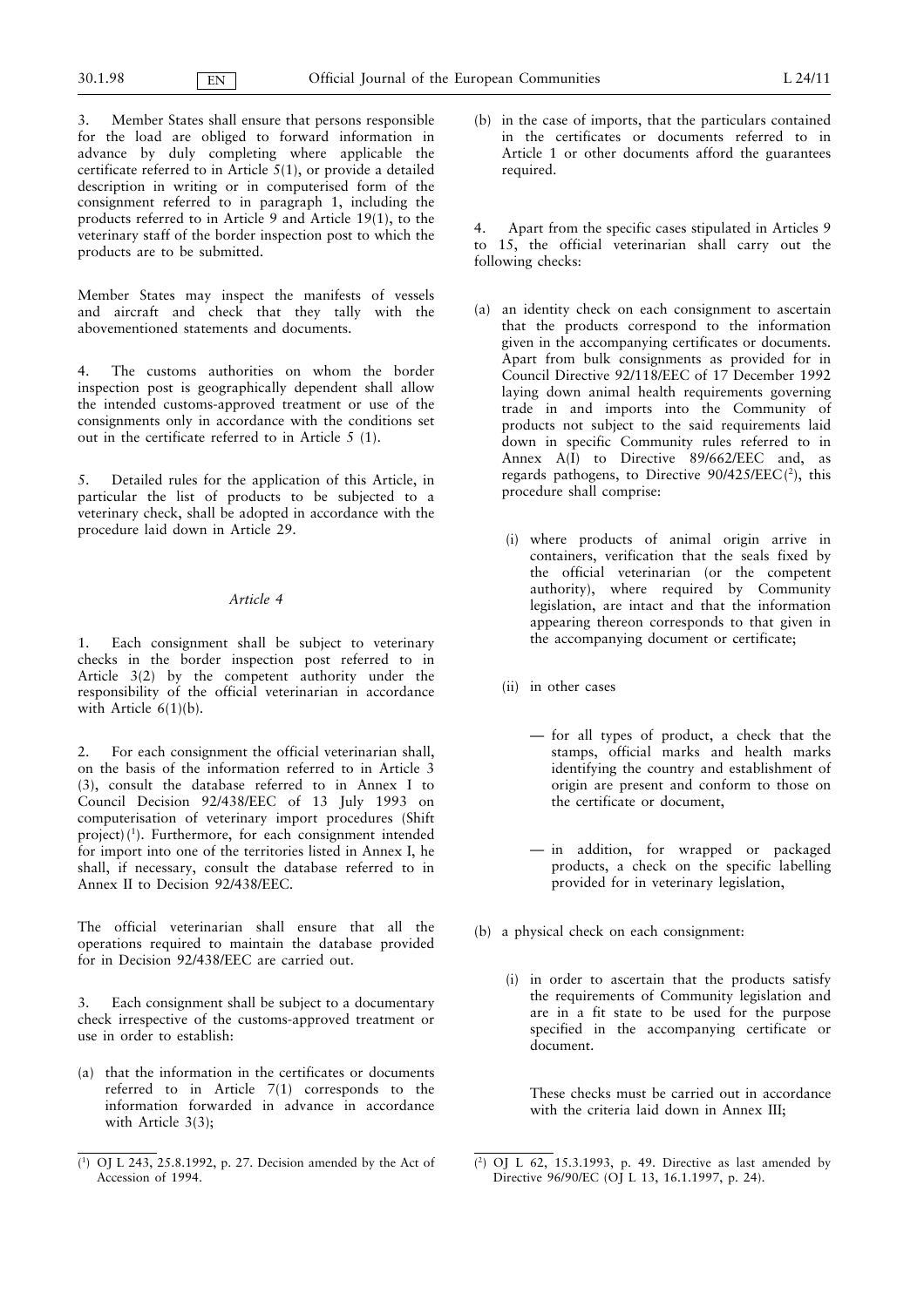3. Member States shall ensure that persons responsible for the load are obliged to forward information in advance by duly completing where applicable the certificate referred to in Article 5(1), or provide a detailed description in writing or in computerised form of the consignment referred to in paragraph 1, including the products referred to in Article 9 and Article 19(1), to the veterinary staff of the border inspection post to which the products are to be submitted.

Member States may inspect the manifests of vessels and aircraft and check that they tally with the abovementioned statements and documents.

4. The customs authorities on whom the border inspection post is geographically dependent shall allow the intended customs-approved treatment or use of the consignments only in accordance with the conditions set out in the certificate referred to in Article 5 (1).

5. Detailed rules for the application of this Article, in particular the list of products to be subjected to a veterinary check, shall be adopted in accordance with the procedure laid down in Article 29.

*Article 4*

1. Each consignment shall be subject to veterinary checks in the border inspection post referred to in Article 3(2) by the competent authority under the responsibility of the official veterinarian in accordance with Article 6(1)(b).

2. For each consignment the official veterinarian shall, on the basis of the information referred to in Article 3 (3), consult the database referred to in Annex I to Council Decision 92/438/EEC of 13 July 1993 on computerisation of veterinary import procedures (Shift project) [1]. Furthermore, for each consignment intended for import into one of the territories listed in Annex I, he shall, if necessary, consult the database referred to in Annex II to Decision 92/438/EEC.

The official veterinarian shall ensure that all the operations required to maintain the database provided for in Decision 92/438/EEC are carried out.

3. Each consignment shall be subject to a documentary check irrespective of the customs-approved treatment or use in order to establish:

(a) that the information in the certificates or documents referred to in Article 7(1) corresponds to the information forwarded in advance in accordance with Article 3(3);

(b) in the case of imports, that the particulars contained in the certificates or documents referred to in Article 1 or other documents afford the guarantees required.

4. Apart from the specific cases stipulated in Articles 9 to 15, the official veterinarian shall carry out the following checks:

(a) an identity check on each consignment to ascertain that the products correspond to the information given in the accompanying certificates or documents. Apart from bulk consignments as provided for in Council Directive 92/118/EEC of 17 December 1992 laying down animal health requirements governing trade in and imports into the Community of products not subject to the said requirements laid down in specific Community rules referred to in Annex A(I) to Directive 89/662/EEC and, as regards pathogens, to Directive 90/425/EEC [2], this procedure shall comprise:

  (i) where products of animal origin arrive in containers, verification that the seals fixed by the official veterinarian (or the competent authority), where required by Community legislation, are intact and that the information appearing thereon corresponds to that given in the accompanying document or certificate;

  (ii) in other cases

  - for all types of product, a check that the stamps, official marks and health marks identifying the country and establishment of origin are present and conform to those on the certificate or document,
  - in addition, for wrapped or packaged products, a check on the specific labelling provided for in veterinary legislation,

(b) a physical check on each consignment:

  (i) in order to ascertain that the products satisfy the requirements of Community legislation and are in a fit state to be used for the purpose specified in the accompanying certificate or document.

  These checks must be carried out in accordance with the criteria laid down in Annex III;

---

[1] OJ L 243, 25.8.1992, p. 27. Decision amended by the Act of Accession of 1994.

[2] OJ L 62, 15.3.1993, p. 49. Directive as last amended by Directive 96/90/EC (OJ L 13, 16.1.1997, p. 24).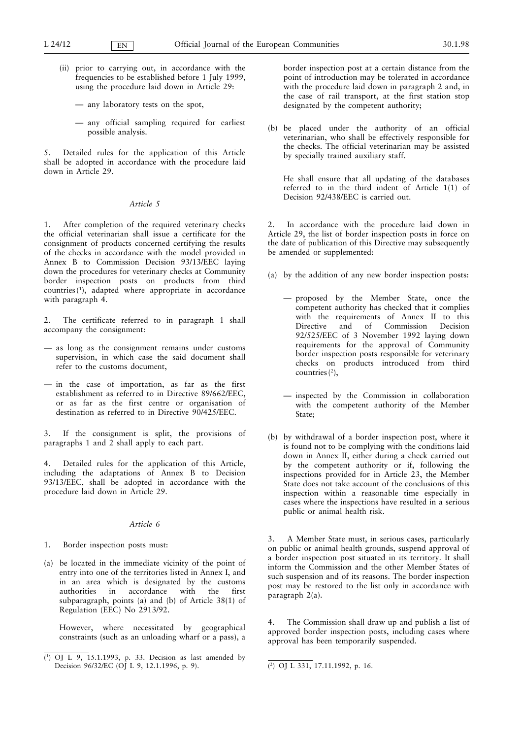(ii) prior to carrying out, in accordance with the frequencies to be established before 1 July 1999, using the procedure laid down in Article 29:

— any laboratory tests on the spot,

— any official sampling required for earliest possible analysis.

5. Detailed rules for the application of this Article shall be adopted in accordance with the procedure laid down in Article 29.

*Article 5*

1. After completion of the required veterinary checks the official veterinarian shall issue a certificate for the consignment of products concerned certifying the results of the checks in accordance with the model provided in Annex B to Commission Decision 93/13/EEC laying down the procedures for veterinary checks at Community border inspection posts on products from third countries [1], adapted where appropriate in accordance with paragraph 4.

2. The certificate referred to in paragraph 1 shall accompany the consignment:

— as long as the consignment remains under customs supervision, in which case the said document shall refer to the customs document,

— in the case of importation, as far as the first establishment as referred to in Directive 89/662/EEC, or as far as the first centre or organisation of destination as referred to in Directive 90/425/EEC.

3. If the consignment is split, the provisions of paragraphs 1 and 2 shall apply to each part.

4. Detailed rules for the application of this Article, including the adaptations of Annex B to Decision 93/13/EEC, shall be adopted in accordance with the procedure laid down in Article 29.

*Article 6*

1. Border inspection posts must:

(a) be located in the immediate vicinity of the point of entry into one of the territories listed in Annex I, and in an area which is designated by the customs authorities in accordance with the first subparagraph, points (a) and (b) of Article 38(1) of Regulation (EEC) No 2913/92.

However, where necessitated by geographical constraints (such as an unloading wharf or a pass), a border inspection post at a certain distance from the point of introduction may be tolerated in accordance with the procedure laid down in paragraph 2 and, in the case of rail transport, at the first station stop designated by the competent authority;

(b) be placed under the authority of an official veterinarian, who shall be effectively responsible for the checks. The official veterinarian may be assisted by specially trained auxiliary staff.

He shall ensure that all updating of the databases referred to in the third indent of Article 1(1) of Decision 92/438/EEC is carried out.

2. In accordance with the procedure laid down in Article 29, the list of border inspection posts in force on the date of publication of this Directive may subsequently be amended or supplemented:

(a) by the addition of any new border inspection posts:

— proposed by the Member State, once the competent authority has checked that it complies with the requirements of Annex II to this Directive and of Commission Decision 92/525/EEC of 3 November 1992 laying down requirements for the approval of Community border inspection posts responsible for veterinary checks on products introduced from third countries [2],

— inspected by the Commission in collaboration with the competent authority of the Member State;

(b) by withdrawal of a border inspection post, where it is found not to be complying with the conditions laid down in Annex II, either during a check carried out by the competent authority or if, following the inspections provided for in Article 23, the Member State does not take account of the conclusions of this inspection within a reasonable time especially in cases where the inspections have resulted in a serious public or animal health risk.

3. A Member State must, in serious cases, particularly on public or animal health grounds, suspend approval of a border inspection post situated in its territory. It shall inform the Commission and the other Member States of such suspension and of its reasons. The border inspection post may be restored to the list only in accordance with paragraph 2(a).

4. The Commission shall draw up and publish a list of approved border inspection posts, including cases where approval has been temporarily suspended.

---

[1] OJ L 9, 15.1.1993, p. 33. Decision as last amended by Decision 96/32/EC (OJ L 9, 12.1.1996, p. 9).

[2] OJ L 331, 17.11.1992, p. 16.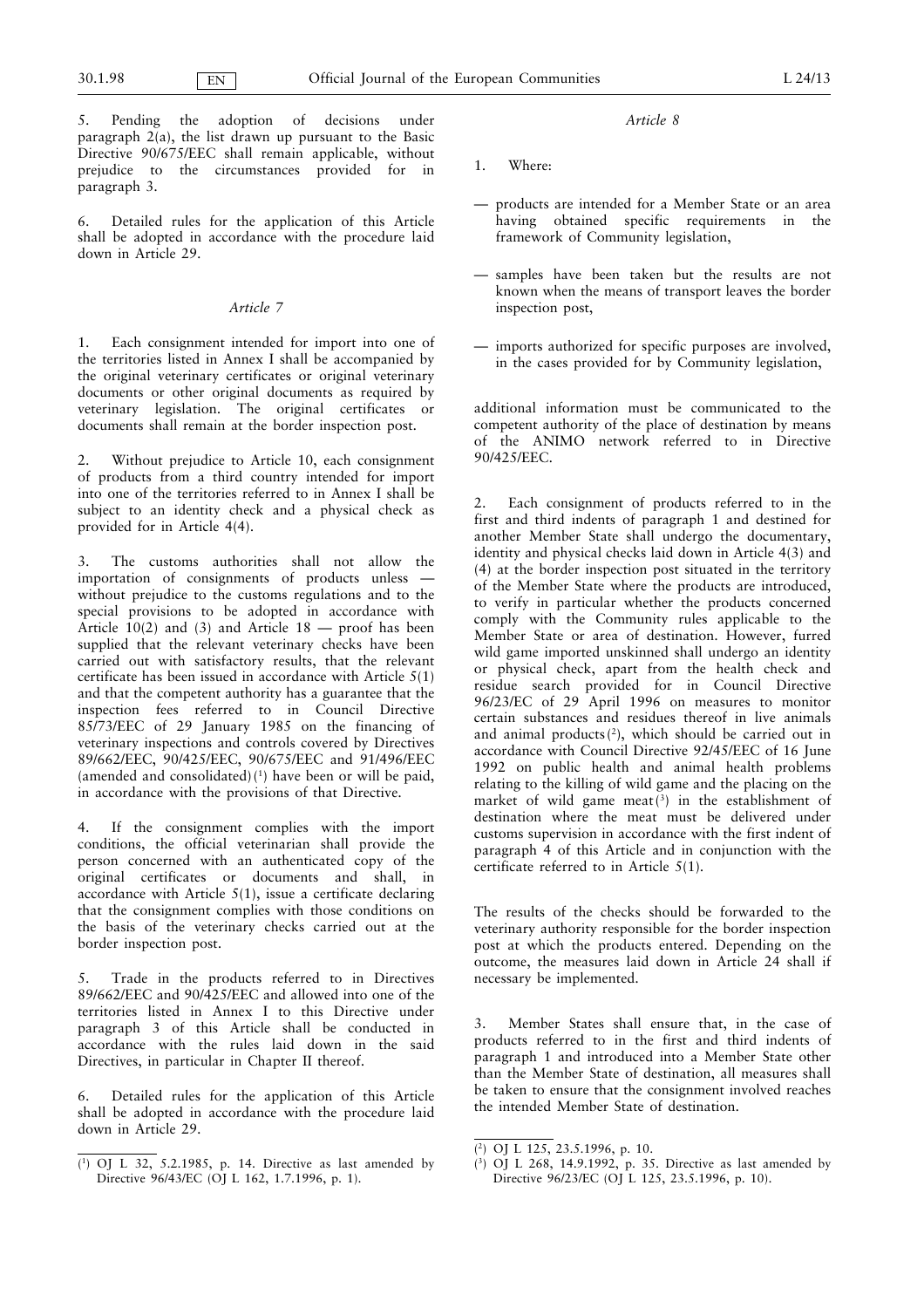5. Pending the adoption of decisions under paragraph 2(a), the list drawn up pursuant to the Basic Directive 90/675/EEC shall remain applicable, without prejudice to the circumstances provided for in paragraph 3.

6. Detailed rules for the application of this Article shall be adopted in accordance with the procedure laid down in Article 29.

*Article 7*

1. Each consignment intended for import into one of the territories listed in Annex I shall be accompanied by the original veterinary certificates or original veterinary documents or other original documents as required by veterinary legislation. The original certificates or documents shall remain at the border inspection post.

2. Without prejudice to Article 10, each consignment of products from a third country intended for import into one of the territories referred to in Annex I shall be subject to an identity check and a physical check as provided for in Article 4(4).

3. The customs authorities shall not allow the importation of consignments of products unless — without prejudice to the customs regulations and to the special provisions to be adopted in accordance with Article 10(2) and (3) and Article 18 — proof has been supplied that the relevant veterinary checks have been carried out with satisfactory results, that the relevant certificate has been issued in accordance with Article 5(1) and that the competent authority has a guarantee that the inspection fees referred to in Council Directive 85/73/EEC of 29 January 1985 on the financing of veterinary inspections and controls covered by Directives 89/662/EEC, 90/425/EEC, 90/675/EEC and 91/496/EEC (amended and consolidated) [1] have been or will be paid, in accordance with the provisions of that Directive.

4. If the consignment complies with the import conditions, the official veterinarian shall provide the person concerned with an authenticated copy of the original certificates or documents and shall, in accordance with Article 5(1), issue a certificate declaring that the consignment complies with those conditions on the basis of the veterinary checks carried out at the border inspection post.

5. Trade in the products referred to in Directives 89/662/EEC and 90/425/EEC and allowed into one of the territories listed in Annex I to this Directive under paragraph 3 of this Article shall be conducted in accordance with the rules laid down in the said Directives, in particular in Chapter II thereof.

6. Detailed rules for the application of this Article shall be adopted in accordance with the procedure laid down in Article 29.

*Article 8*

1. Where:

— products are intended for a Member State or an area having obtained specific requirements in the framework of Community legislation,

— samples have been taken but the results are not known when the means of transport leaves the border inspection post,

— imports authorized for specific purposes are involved, in the cases provided for by Community legislation,

additional information must be communicated to the competent authority of the place of destination by means of the ANIMO network referred to in Directive 90/425/EEC.

2. Each consignment of products referred to in the first and third indents of paragraph 1 and destined for another Member State shall undergo the documentary, identity and physical checks laid down in Article 4(3) and (4) at the border inspection post situated in the territory of the Member State where the products are introduced, to verify in particular whether the products concerned comply with the Community rules applicable to the Member State or area of destination. However, furred wild game imported unskinned shall undergo an identity or physical check, apart from the health check and residue search provided for in Council Directive 96/23/EC of 29 April 1996 on measures to monitor certain substances and residues thereof in live animals and animal products [2], which should be carried out in accordance with Council Directive 92/45/EEC of 16 June 1992 on public health and animal health problems relating to the killing of wild game and the placing on the market of wild game meat [3] in the establishment of destination where the meat must be delivered under customs supervision in accordance with the first indent of paragraph 4 of this Article and in conjunction with the certificate referred to in Article 5(1).

The results of the checks should be forwarded to the veterinary authority responsible for the border inspection post at which the products entered. Depending on the outcome, the measures laid down in Article 24 shall if necessary be implemented.

3. Member States shall ensure that, in the case of products referred to in the first and third indents of paragraph 1 and introduced into a Member State other than the Member State of destination, all measures shall be taken to ensure that the consignment involved reaches the intended Member State of destination.

---

[1] OJ L 32, 5.2.1985, p. 14. Directive as last amended by Directive 96/43/EC (OJ L 162, 1.7.1996, p. 1).

[2] OJ L 125, 23.5.1996, p. 10.

[3] OJ L 268, 14.9.1992, p. 35. Directive as last amended by Directive 96/23/EC (OJ L 125, 23.5.1996, p. 10).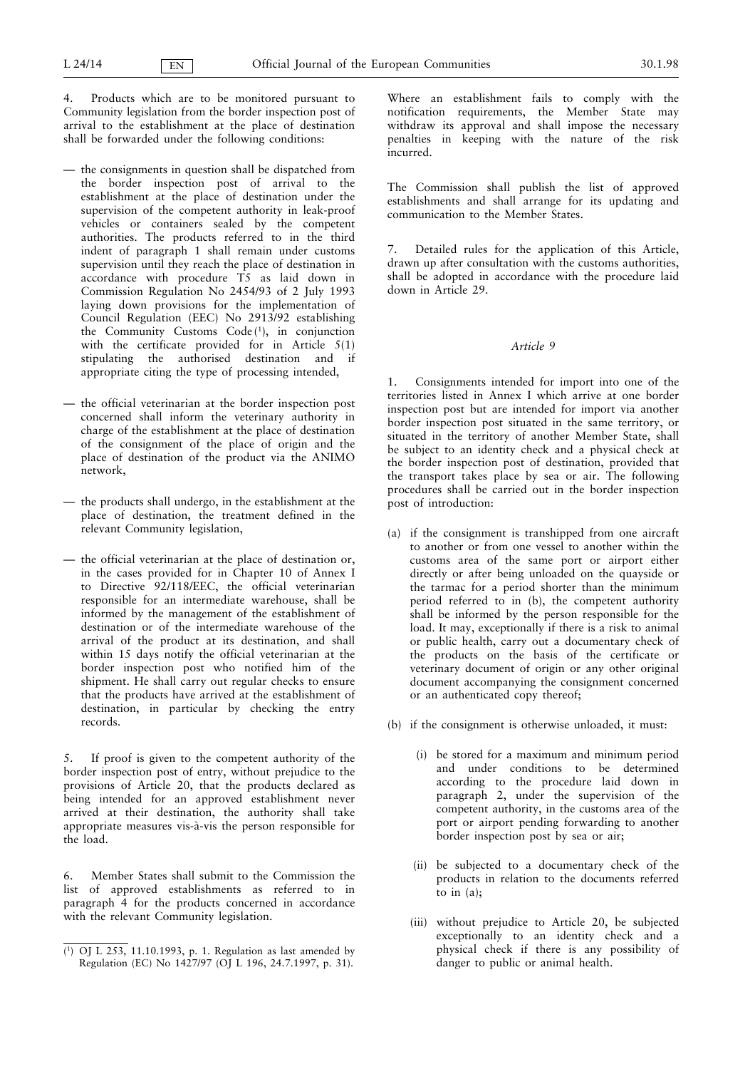4. Products which are to be monitored pursuant to Community legislation from the border inspection post of arrival to the establishment at the place of destination shall be forwarded under the following conditions:

— the consignments in question shall be dispatched from the border inspection post of arrival to the establishment at the place of destination under the supervision of the competent authority in leak-proof vehicles or containers sealed by the competent authorities. The products referred to in the third indent of paragraph 1 shall remain under customs supervision until they reach the place of destination in accordance with procedure T5 as laid down in Commission Regulation No 2454/93 of 2 July 1993 laying down provisions for the implementation of Council Regulation (EEC) No 2913/92 establishing the Community Customs Code [1], in conjunction with the certificate provided for in Article 5(1) stipulating the authorised destination and if appropriate citing the type of processing intended,

— the official veterinarian at the border inspection post concerned shall inform the veterinary authority in charge of the establishment at the place of destination of the consignment of the place of origin and the place of destination of the product via the ANIMO network,

— the products shall undergo, in the establishment at the place of destination, the treatment defined in the relevant Community legislation,

— the official veterinarian at the place of destination or, in the cases provided for in Chapter 10 of Annex I to Directive 92/118/EEC, the official veterinarian responsible for an intermediate warehouse, shall be informed by the management of the establishment of destination or of the intermediate warehouse of the arrival of the product at its destination, and shall within 15 days notify the official veterinarian at the border inspection post who notified him of the shipment. He shall carry out regular checks to ensure that the products have arrived at the establishment of destination, in particular by checking the entry records.

5. If proof is given to the competent authority of the border inspection post of entry, without prejudice to the provisions of Article 20, that the products declared as being intended for an approved establishment never arrived at their destination, the authority shall take appropriate measures vis-à-vis the person responsible for the load.

6. Member States shall submit to the Commission the list of approved establishments as referred to in paragraph 4 for the products concerned in accordance with the relevant Community legislation.

Where an establishment fails to comply with the notification requirements, the Member State may withdraw its approval and shall impose the necessary penalties in keeping with the nature of the risk incurred.

The Commission shall publish the list of approved establishments and shall arrange for its updating and communication to the Member States.

7. Detailed rules for the application of this Article, drawn up after consultation with the customs authorities, shall be adopted in accordance with the procedure laid down in Article 29.

*Article 9*

1. Consignments intended for import into one of the territories listed in Annex I which arrive at one border inspection post but are intended for import via another border inspection post situated in the same territory, or situated in the territory of another Member State, shall be subject to an identity check and a physical check at the border inspection post of destination, provided that the transport takes place by sea or air. The following procedures shall be carried out in the border inspection post of introduction:

(a) if the consignment is transhipped from one aircraft to another or from one vessel to another within the customs area of the same port or airport either directly or after being unloaded on the quayside or the tarmac for a period shorter than the minimum period referred to in (b), the competent authority shall be informed by the person responsible for the load. It may, exceptionally if there is a risk to animal or public health, carry out a documentary check of the products on the basis of the certificate or veterinary document of origin or any other original document accompanying the consignment concerned or an authenticated copy thereof;

(b) if the consignment is otherwise unloaded, it must:

 (i) be stored for a maximum and minimum period and under conditions to be determined according to the procedure laid down in paragraph 2, under the supervision of the competent authority, in the customs area of the port or airport pending forwarding to another border inspection post by sea or air;

 (ii) be subjected to a documentary check of the products in relation to the documents referred to in (a);

 (iii) without prejudice to Article 20, be subjected exceptionally to an identity check and a physical check if there is any possibility of danger to public or animal health.

---

[1] OJ L 253, 11.10.1993, p. 1. Regulation as last amended by Regulation (EC) No 1427/97 (OJ L 196, 24.7.1997, p. 31).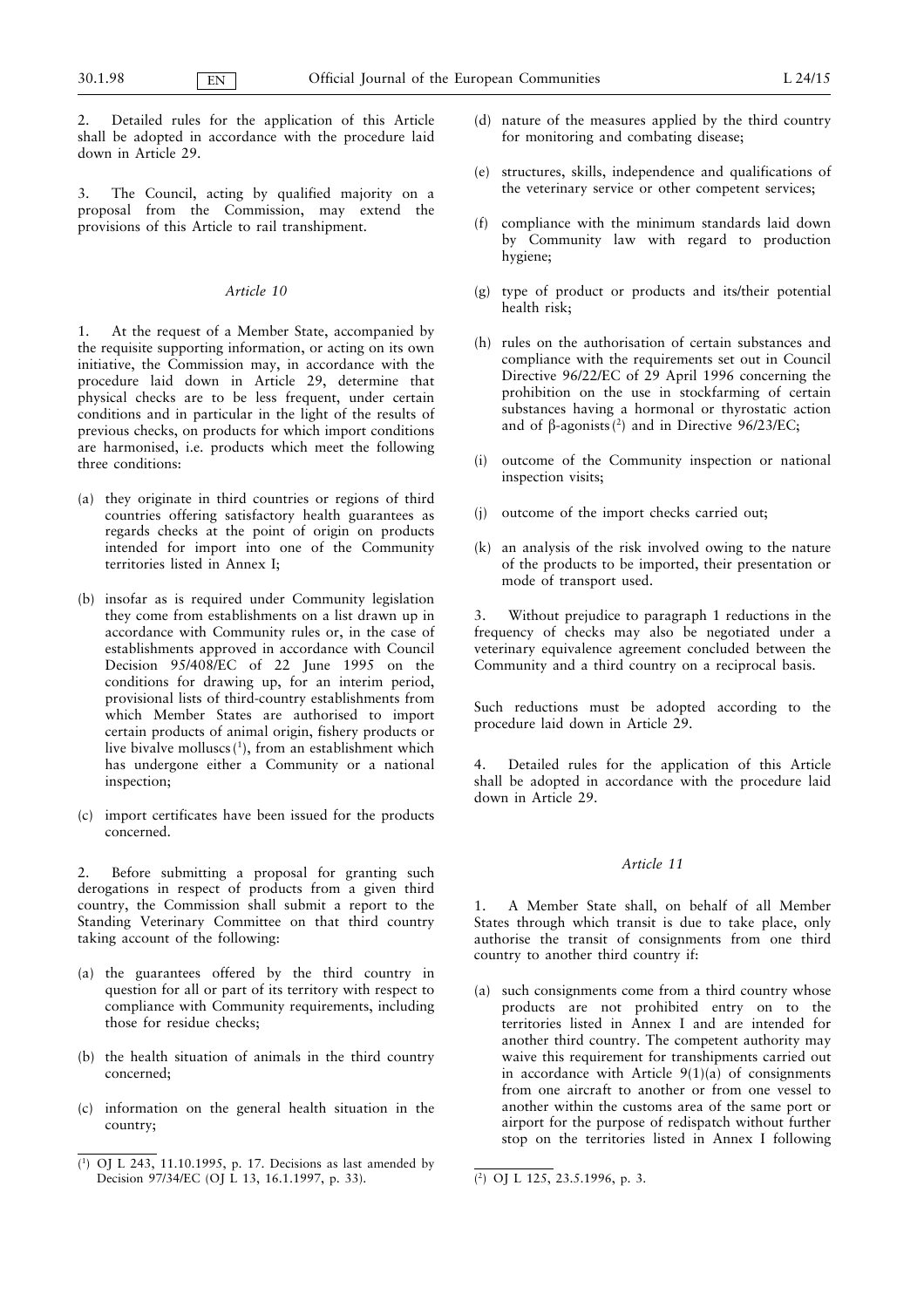2. Detailed rules for the application of this Article shall be adopted in accordance with the procedure laid down in Article 29.

3. The Council, acting by qualified majority on a proposal from the Commission, may extend the provisions of this Article to rail transhipment.

*Article 10*

1. At the request of a Member State, accompanied by the requisite supporting information, or acting on its own initiative, the Commission may, in accordance with the procedure laid down in Article 29, determine that physical checks are to be less frequent, under certain conditions and in particular in the light of the results of previous checks, on products for which import conditions are harmonised, i.e. products which meet the following three conditions:

(a) they originate in third countries or regions of third countries offering satisfactory health guarantees as regards checks at the point of origin on products intended for import into one of the Community territories listed in Annex I;

(b) insofar as is required under Community legislation they come from establishments on a list drawn up in accordance with Community rules or, in the case of establishments approved in accordance with Council Decision 95/408/EC of 22 June 1995 on the conditions for drawing up, for an interim period, provisional lists of third-country establishments from which Member States are authorised to import certain products of animal origin, fishery products or live bivalve molluscs [1], from an establishment which has undergone either a Community or a national inspection;

(c) import certificates have been issued for the products concerned.

2. Before submitting a proposal for granting such derogations in respect of products from a given third country, the Commission shall submit a report to the Standing Veterinary Committee on that third country taking account of the following:

(a) the guarantees offered by the third country in question for all or part of its territory with respect to compliance with Community requirements, including those for residue checks;

(b) the health situation of animals in the third country concerned;

(c) information on the general health situation in the country;

(d) nature of the measures applied by the third country for monitoring and combating disease;

(e) structures, skills, independence and qualifications of the veterinary service or other competent services;

(f) compliance with the minimum standards laid down by Community law with regard to production hygiene;

(g) type of product or products and its/their potential health risk;

(h) rules on the authorisation of certain substances and compliance with the requirements set out in Council Directive 96/22/EC of 29 April 1996 concerning the prohibition on the use in stockfarming of certain substances having a hormonal or thyrostatic action and of β-agonists [2] and in Directive 96/23/EC;

(i) outcome of the Community inspection or national inspection visits;

(j) outcome of the import checks carried out;

(k) an analysis of the risk involved owing to the nature of the products to be imported, their presentation or mode of transport used.

3. Without prejudice to paragraph 1 reductions in the frequency of checks may also be negotiated under a veterinary equivalence agreement concluded between the Community and a third country on a reciprocal basis.

Such reductions must be adopted according to the procedure laid down in Article 29.

4. Detailed rules for the application of this Article shall be adopted in accordance with the procedure laid down in Article 29.

*Article 11*

1. A Member State shall, on behalf of all Member States through which transit is due to take place, only authorise the transit of consignments from one third country to another third country if:

(a) such consignments come from a third country whose products are not prohibited entry on to the territories listed in Annex I and are intended for another third country. The competent authority may waive this requirement for transhipments carried out in accordance with Article 9(1)(a) of consignments from one aircraft to another or from one vessel to another within the customs area of the same port or airport for the purpose of redispatch without further stop on the territories listed in Annex I following

---

[1] OJ L 243, 11.10.1995, p. 17. Decisions as last amended by Decision 97/34/EC (OJ L 13, 16.1.1997, p. 33).

[2] OJ L 125, 23.5.1996, p. 3.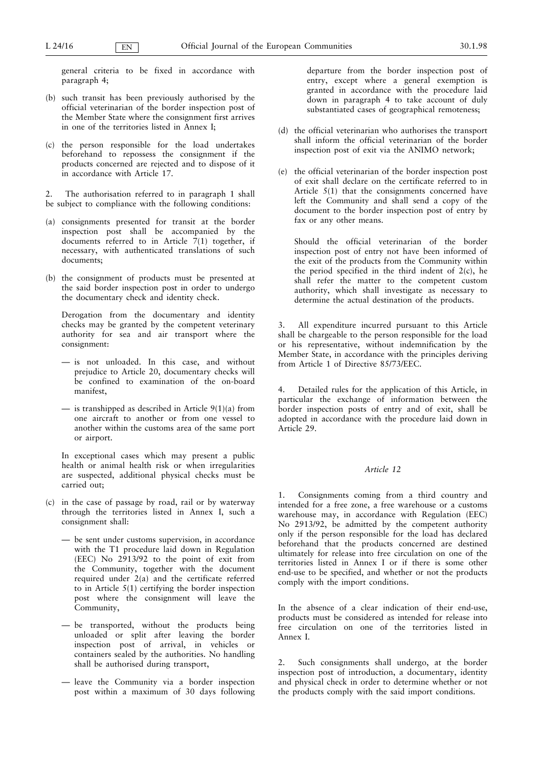general criteria to be fixed in accordance with paragraph 4;

(b) such transit has been previously authorised by the official veterinarian of the border inspection post of the Member State where the consignment first arrives in one of the territories listed in Annex I;

(c) the person responsible for the load undertakes beforehand to repossess the consignment if the products concerned are rejected and to dispose of it in accordance with Article 17.

2. The authorisation referred to in paragraph 1 shall be subject to compliance with the following conditions:

(a) consignments presented for transit at the border inspection post shall be accompanied by the documents referred to in Article 7(1) together, if necessary, with authenticated translations of such documents;

(b) the consignment of products must be presented at the said border inspection post in order to undergo the documentary check and identity check.

Derogation from the documentary and identity checks may be granted by the competent veterinary authority for sea and air transport where the consignment:

— is not unloaded. In this case, and without prejudice to Article 20, documentary checks will be confined to examination of the on-board manifest,

— is transhipped as described in Article 9(1)(a) from one aircraft to another or from one vessel to another within the customs area of the same port or airport.

In exceptional cases which may present a public health or animal health risk or when irregularities are suspected, additional physical checks must be carried out;

(c) in the case of passage by road, rail or by waterway through the territories listed in Annex I, such a consignment shall:

— be sent under customs supervision, in accordance with the T1 procedure laid down in Regulation (EEC) No 2913/92 to the point of exit from the Community, together with the document required under 2(a) and the certificate referred to in Article 5(1) certifying the border inspection post where the consignment will leave the Community,

— be transported, without the products being unloaded or split after leaving the border inspection post of arrival, in vehicles or containers sealed by the authorities. No handling shall be authorised during transport,

— leave the Community via a border inspection post within a maximum of 30 days following departure from the border inspection post of entry, except where a general exemption is granted in accordance with the procedure laid down in paragraph 4 to take account of duly substantiated cases of geographical remoteness;

(d) the official veterinarian who authorises the transport shall inform the official veterinarian of the border inspection post of exit via the ANIMO network;

(e) the official veterinarian of the border inspection post of exit shall declare on the certificate referred to in Article 5(1) that the consignments concerned have left the Community and shall send a copy of the document to the border inspection post of entry by fax or any other means.

Should the official veterinarian of the border inspection post of entry not have been informed of the exit of the products from the Community within the period specified in the third indent of 2(c), he shall refer the matter to the competent custom authority, which shall investigate as necessary to determine the actual destination of the products.

3. All expenditure incurred pursuant to this Article shall be chargeable to the person responsible for the load or his representative, without indemnification by the Member State, in accordance with the principles deriving from Article 1 of Directive 85/73/EEC.

4. Detailed rules for the application of this Article, in particular the exchange of information between the border inspection posts of entry and of exit, shall be adopted in accordance with the procedure laid down in Article 29.

### *Article 12*

1. Consignments coming from a third country and intended for a free zone, a free warehouse or a customs warehouse may, in accordance with Regulation (EEC) No 2913/92, be admitted by the competent authority only if the person responsible for the load has declared beforehand that the products concerned are destined ultimately for release into free circulation on one of the territories listed in Annex I or if there is some other end-use to be specified, and whether or not the products comply with the import conditions.

In the absence of a clear indication of their end-use, products must be considered as intended for release into free circulation on one of the territories listed in Annex I.

2. Such consignments shall undergo, at the border inspection post of introduction, a documentary, identity and physical check in order to determine whether or not the products comply with the said import conditions.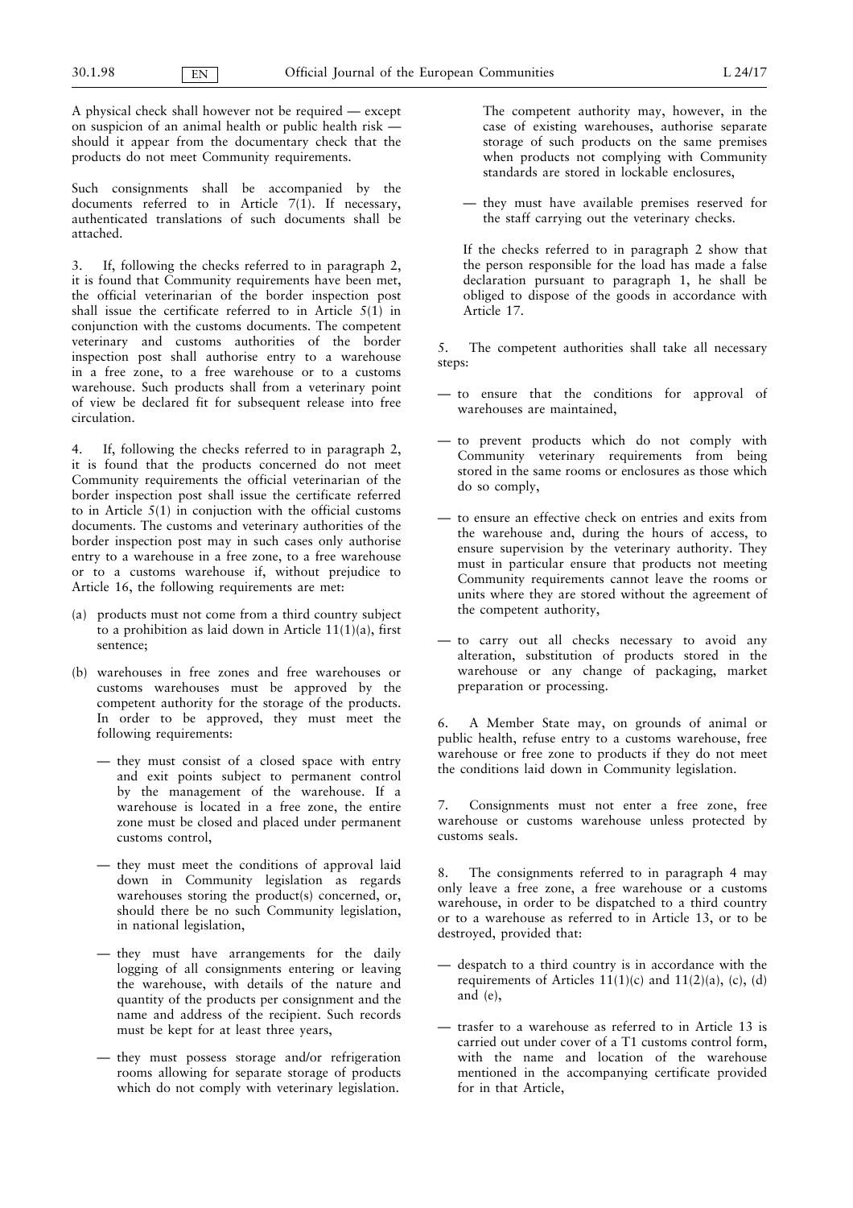A physical check shall however not be required — except on suspicion of an animal health or public health risk — should it appear from the documentary check that the products do not meet Community requirements.

Such consignments shall be accompanied by the documents referred to in Article 7(1). If necessary, authenticated translations of such documents shall be attached.

3. If, following the checks referred to in paragraph 2, it is found that Community requirements have been met, the official veterinarian of the border inspection post shall issue the certificate referred to in Article 5(1) in conjunction with the customs documents. The competent veterinary and customs authorities of the border inspection post shall authorise entry to a warehouse in a free zone, to a free warehouse or to a customs warehouse. Such products shall from a veterinary point of view be declared fit for subsequent release into free circulation.

4. If, following the checks referred to in paragraph 2, it is found that the products concerned do not meet Community requirements the official veterinarian of the border inspection post shall issue the certificate referred to in Article 5(1) in conjuction with the official customs documents. The customs and veterinary authorities of the border inspection post may in such cases only authorise entry to a warehouse in a free zone, to a free warehouse or to a customs warehouse if, without prejudice to Article 16, the following requirements are met:

(a) products must not come from a third country subject to a prohibition as laid down in Article 11(1)(a), first sentence;

(b) warehouses in free zones and free warehouses or customs warehouses must be approved by the competent authority for the storage of the products. In order to be approved, they must meet the following requirements:

- they must consist of a closed space with entry and exit points subject to permanent control by the management of the warehouse. If a warehouse is located in a free zone, the entire zone must be closed and placed under permanent customs control,
- they must meet the conditions of approval laid down in Community legislation as regards warehouses storing the product(s) concerned, or, should there be no such Community legislation, in national legislation,
- they must have arrangements for the daily logging of all consignments entering or leaving the warehouse, with details of the nature and quantity of the products per consignment and the name and address of the recipient. Such records must be kept for at least three years,
- they must possess storage and/or refrigeration rooms allowing for separate storage of products which do not comply with veterinary legislation.

  The competent authority may, however, in the case of existing warehouses, authorise separate storage of such products on the same premises when products not complying with Community standards are stored in lockable enclosures,
- they must have available premises reserved for the staff carrying out the veterinary checks.

If the checks referred to in paragraph 2 show that the person responsible for the load has made a false declaration pursuant to paragraph 1, he shall be obliged to dispose of the goods in accordance with Article 17.

5. The competent authorities shall take all necessary steps:

- to ensure that the conditions for approval of warehouses are maintained,
- to prevent products which do not comply with Community veterinary requirements from being stored in the same rooms or enclosures as those which do so comply,
- to ensure an effective check on entries and exits from the warehouse and, during the hours of access, to ensure supervision by the veterinary authority. They must in particular ensure that products not meeting Community requirements cannot leave the rooms or units where they are stored without the agreement of the competent authority,
- to carry out all checks necessary to avoid any alteration, substitution of products stored in the warehouse or any change of packaging, market preparation or processing.

6. A Member State may, on grounds of animal or public health, refuse entry to a customs warehouse, free warehouse or free zone to products if they do not meet the conditions laid down in Community legislation.

7. Consignments must not enter a free zone, free warehouse or customs warehouse unless protected by customs seals.

8. The consignments referred to in paragraph 4 may only leave a free zone, a free warehouse or a customs warehouse, in order to be dispatched to a third country or to a warehouse as referred to in Article 13, or to be destroyed, provided that:

- despatch to a third country is in accordance with the requirements of Articles 11(1)(c) and 11(2)(a), (c), (d) and (e),
- trasfer to a warehouse as referred to in Article 13 is carried out under cover of a T1 customs control form, with the name and location of the warehouse mentioned in the accompanying certificate provided for in that Article,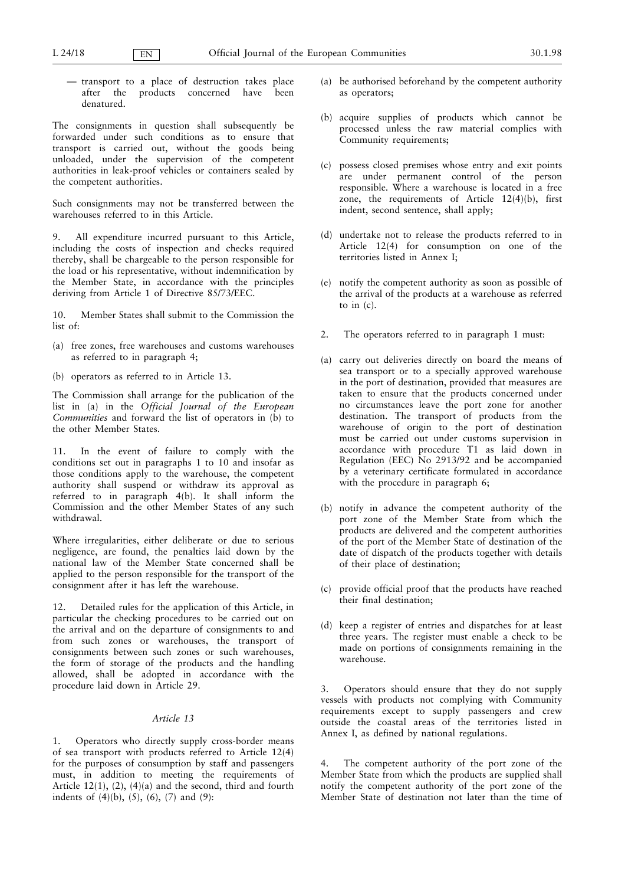— transport to a place of destruction takes place after the products concerned have been denatured.

The consignments in question shall subsequently be forwarded under such conditions as to ensure that transport is carried out, without the goods being unloaded, under the supervision of the competent authorities in leak-proof vehicles or containers sealed by the competent authorities.

Such consignments may not be transferred between the warehouses referred to in this Article.

9. All expenditure incurred pursuant to this Article, including the costs of inspection and checks required thereby, shall be chargeable to the person responsible for the load or his representative, without indemnification by the Member State, in accordance with the principles deriving from Article 1 of Directive 85/73/EEC.

10. Member States shall submit to the Commission the list of:

(a) free zones, free warehouses and customs warehouses as referred to in paragraph 4;

(b) operators as referred to in Article 13.

The Commission shall arrange for the publication of the list in (a) in the *Official Journal of the European Communities* and forward the list of operators in (b) to the other Member States.

11. In the event of failure to comply with the conditions set out in paragraphs 1 to 10 and insofar as those conditions apply to the warehouse, the competent authority shall suspend or withdraw its approval as referred to in paragraph 4(b). It shall inform the Commission and the other Member States of any such withdrawal.

Where irregularities, either deliberate or due to serious negligence, are found, the penalties laid down by the national law of the Member State concerned shall be applied to the person responsible for the transport of the consignment after it has left the warehouse.

12. Detailed rules for the application of this Article, in particular the checking procedures to be carried out on the arrival and on the departure of consignments to and from such zones or warehouses, the transport of consignments between such zones or such warehouses, the form of storage of the products and the handling allowed, shall be adopted in accordance with the procedure laid down in Article 29.

*Article 13*

1. Operators who directly supply cross-border means of sea transport with products referred to Article 12(4) for the purposes of consumption by staff and passengers must, in addition to meeting the requirements of Article 12(1), (2), (4)(a) and the second, third and fourth indents of (4)(b), (5), (6), (7) and (9):

(a) be authorised beforehand by the competent authority as operators;

(b) acquire supplies of products which cannot be processed unless the raw material complies with Community requirements;

(c) possess closed premises whose entry and exit points are under permanent control of the person responsible. Where a warehouse is located in a free zone, the requirements of Article 12(4)(b), first indent, second sentence, shall apply;

(d) undertake not to release the products referred to in Article 12(4) for consumption on one of the territories listed in Annex I;

(e) notify the competent authority as soon as possible of the arrival of the products at a warehouse as referred to in (c).

2. The operators referred to in paragraph 1 must:

(a) carry out deliveries directly on board the means of sea transport or to a specially approved warehouse in the port of destination, provided that measures are taken to ensure that the products concerned under no circumstances leave the port zone for another destination. The transport of products from the warehouse of origin to the port of destination must be carried out under customs supervision in accordance with procedure T1 as laid down in Regulation (EEC) No 2913/92 and be accompanied by a veterinary certificate formulated in accordance with the procedure in paragraph 6;

(b) notify in advance the competent authority of the port zone of the Member State from which the products are delivered and the competent authorities of the port of the Member State of destination of the date of dispatch of the products together with details of their place of destination;

(c) provide official proof that the products have reached their final destination;

(d) keep a register of entries and dispatches for at least three years. The register must enable a check to be made on portions of consignments remaining in the warehouse.

3. Operators should ensure that they do not supply vessels with products not complying with Community requirements except to supply passengers and crew outside the coastal areas of the territories listed in Annex I, as defined by national regulations.

4. The competent authority of the port zone of the Member State from which the products are supplied shall notify the competent authority of the port zone of the Member State of destination not later than the time of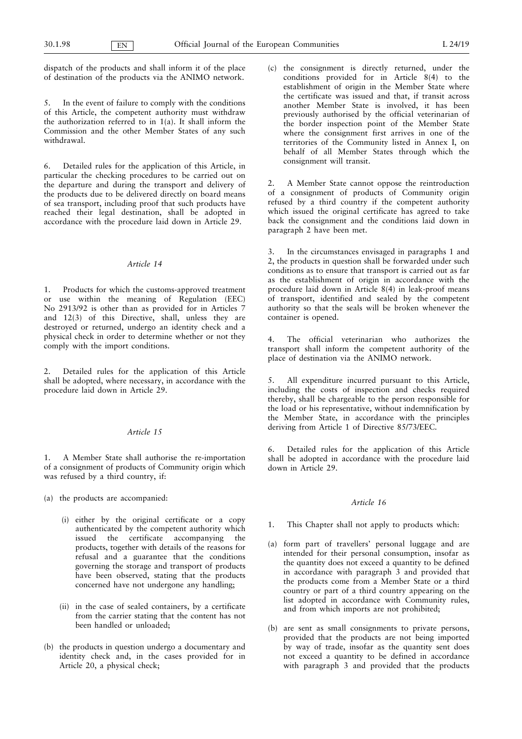dispatch of the products and shall inform it of the place of destination of the products via the ANIMO network.

5. In the event of failure to comply with the conditions of this Article, the competent authority must withdraw the authorization referred to in 1(a). It shall inform the Commission and the other Member States of any such withdrawal.

6. Detailed rules for the application of this Article, in particular the checking procedures to be carried out on the departure and during the transport and delivery of the products due to be delivered directly on board means of sea transport, including proof that such products have reached their legal destination, shall be adopted in accordance with the procedure laid down in Article 29.

*Article 14*

1. Products for which the customs-approved treatment or use within the meaning of Regulation (EEC) No 2913/92 is other than as provided for in Articles 7 and 12(3) of this Directive, shall, unless they are destroyed or returned, undergo an identity check and a physical check in order to determine whether or not they comply with the import conditions.

2. Detailed rules for the application of this Article shall be adopted, where necessary, in accordance with the procedure laid down in Article 29.

*Article 15*

1. A Member State shall authorise the re-importation of a consignment of products of Community origin which was refused by a third country, if:

(a) the products are accompanied:

   (i) either by the original certificate or a copy authenticated by the competent authority which issued the certificate accompanying the products, together with details of the reasons for refusal and a guarantee that the conditions governing the storage and transport of products have been observed, stating that the products concerned have not undergone any handling;

   (ii) in the case of sealed containers, by a certificate from the carrier stating that the content has not been handled or unloaded;

(b) the products in question undergo a documentary and identity check and, in the cases provided for in Article 20, a physical check;

(c) the consignment is directly returned, under the conditions provided for in Article 8(4) to the establishment of origin in the Member State where the certificate was issued and that, if transit across another Member State is involved, it has been previously authorised by the official veterinarian of the border inspection point of the Member State where the consignment first arrives in one of the territories of the Community listed in Annex I, on behalf of all Member States through which the consignment will transit.

2. A Member State cannot oppose the reintroduction of a consignment of products of Community origin refused by a third country if the competent authority which issued the original certificate has agreed to take back the consignment and the conditions laid down in paragraph 2 have been met.

3. In the circumstances envisaged in paragraphs 1 and 2, the products in question shall be forwarded under such conditions as to ensure that transport is carried out as far as the establishment of origin in accordance with the procedure laid down in Article 8(4) in leak-proof means of transport, identified and sealed by the competent authority so that the seals will be broken whenever the container is opened.

4. The official veterinarian who authorizes the transport shall inform the competent authority of the place of destination via the ANIMO network.

5. All expenditure incurred pursuant to this Article, including the costs of inspection and checks required thereby, shall be chargeable to the person responsible for the load or his representative, without indemnification by the Member State, in accordance with the principles deriving from Article 1 of Directive 85/73/EEC.

6. Detailed rules for the application of this Article shall be adopted in accordance with the procedure laid down in Article 29.

*Article 16*

1. This Chapter shall not apply to products which:

(a) form part of travellers' personal luggage and are intended for their personal consumption, insofar as the quantity does not exceed a quantity to be defined in accordance with paragraph 3 and provided that the products come from a Member State or a third country or part of a third country appearing on the list adopted in accordance with Community rules, and from which imports are not prohibited;

(b) are sent as small consignments to private persons, provided that the products are not being imported by way of trade, insofar as the quantity sent does not exceed a quantity to be defined in accordance with paragraph 3 and provided that the products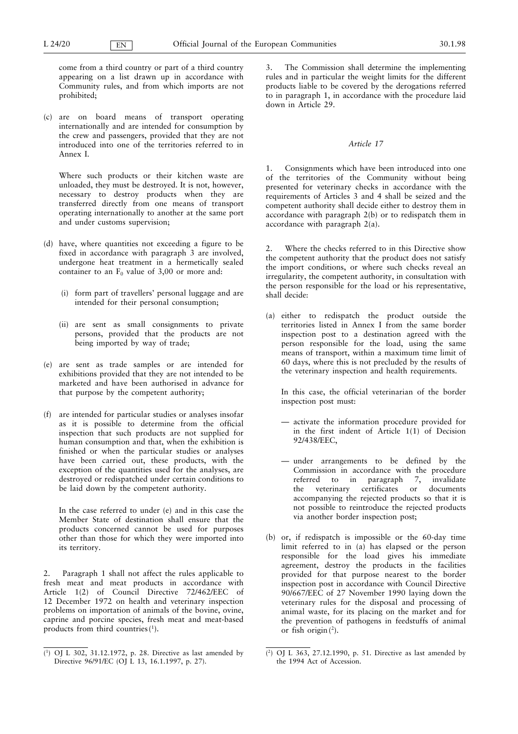come from a third country or part of a third country appearing on a list drawn up in accordance with Community rules, and from which imports are not prohibited;

(c) are on board means of transport operating internationally and are intended for consumption by the crew and passengers, provided that they are not introduced into one of the territories referred to in Annex I.

Where such products or their kitchen waste are unloaded, they must be destroyed. It is not, however, necessary to destroy products when they are transferred directly from one means of transport operating internationally to another at the same port and under customs supervision;

(d) have, where quantities not exceeding a figure to be fixed in accordance with paragraph 3 are involved, undergone heat treatment in a hermetically sealed container to an $F_0$ value of 3,00 or more and:

   (i) form part of travellers' personal luggage and are intended for their personal consumption;

   (ii) are sent as small consignments to private persons, provided that the products are not being imported by way of trade;

(e) are sent as trade samples or are intended for exhibitions provided that they are not intended to be marketed and have been authorised in advance for that purpose by the competent authority;

(f) are intended for particular studies or analyses insofar as it is possible to determine from the official inspection that such products are not supplied for human consumption and that, when the exhibition is finished or when the particular studies or analyses have been carried out, these products, with the exception of the quantities used for the analyses, are destroyed or redispatched under certain conditions to be laid down by the competent authority.

In the case referred to under (e) and in this case the Member State of destination shall ensure that the products concerned cannot be used for purposes other than those for which they were imported into its territory.

2. Paragraph 1 shall not affect the rules applicable to fresh meat and meat products in accordance with Article 1(2) of Council Directive 72/462/EEC of 12 December 1972 on health and veterinary inspection problems on importation of animals of the bovine, ovine, caprine and porcine species, fresh meat and meat-based products from third countries [1].

3. The Commission shall determine the implementing rules and in particular the weight limits for the different products liable to be covered by the derogations referred to in paragraph 1, in accordance with the procedure laid down in Article 29.

*Article 17*

1. Consignments which have been introduced into one of the territories of the Community without being presented for veterinary checks in accordance with the requirements of Articles 3 and 4 shall be seized and the competent authority shall decide either to destroy them in accordance with paragraph 2(b) or to redispatch them in accordance with paragraph 2(a).

2. Where the checks referred to in this Directive show the competent authority that the product does not satisfy the import conditions, or where such checks reveal an irregularity, the competent authority, in consultation with the person responsible for the load or his representative, shall decide:

(a) either to redispatch the product outside the territories listed in Annex I from the same border inspection post to a destination agreed with the person responsible for the load, using the same means of transport, within a maximum time limit of 60 days, where this is not precluded by the results of the veterinary inspection and health requirements.

In this case, the official veterinarian of the border inspection post must:

— activate the information procedure provided for in the first indent of Article 1(1) of Decision 92/438/EEC,

— under arrangements to be defined by the Commission in accordance with the procedure referred to in paragraph 7, invalidate the veterinary certificates or documents accompanying the rejected products so that it is not possible to reintroduce the rejected products via another border inspection post;

(b) or, if redispatch is impossible or the 60-day time limit referred to in (a) has elapsed or the person responsible for the load gives his immediate agreement, destroy the products in the facilities provided for that purpose nearest to the border inspection post in accordance with Council Directive 90/667/EEC of 27 November 1990 laying down the veterinary rules for the disposal and processing of animal waste, for its placing on the market and for the prevention of pathogens in feedstuffs of animal or fish origin [2].

---

[1] OJ L 302, 31.12.1972, p. 28. Directive as last amended by Directive 96/91/EC (OJ L 13, 16.1.1997, p. 27).

[2] OJ L 363, 27.12.1990, p. 51. Directive as last amended by the 1994 Act of Accession.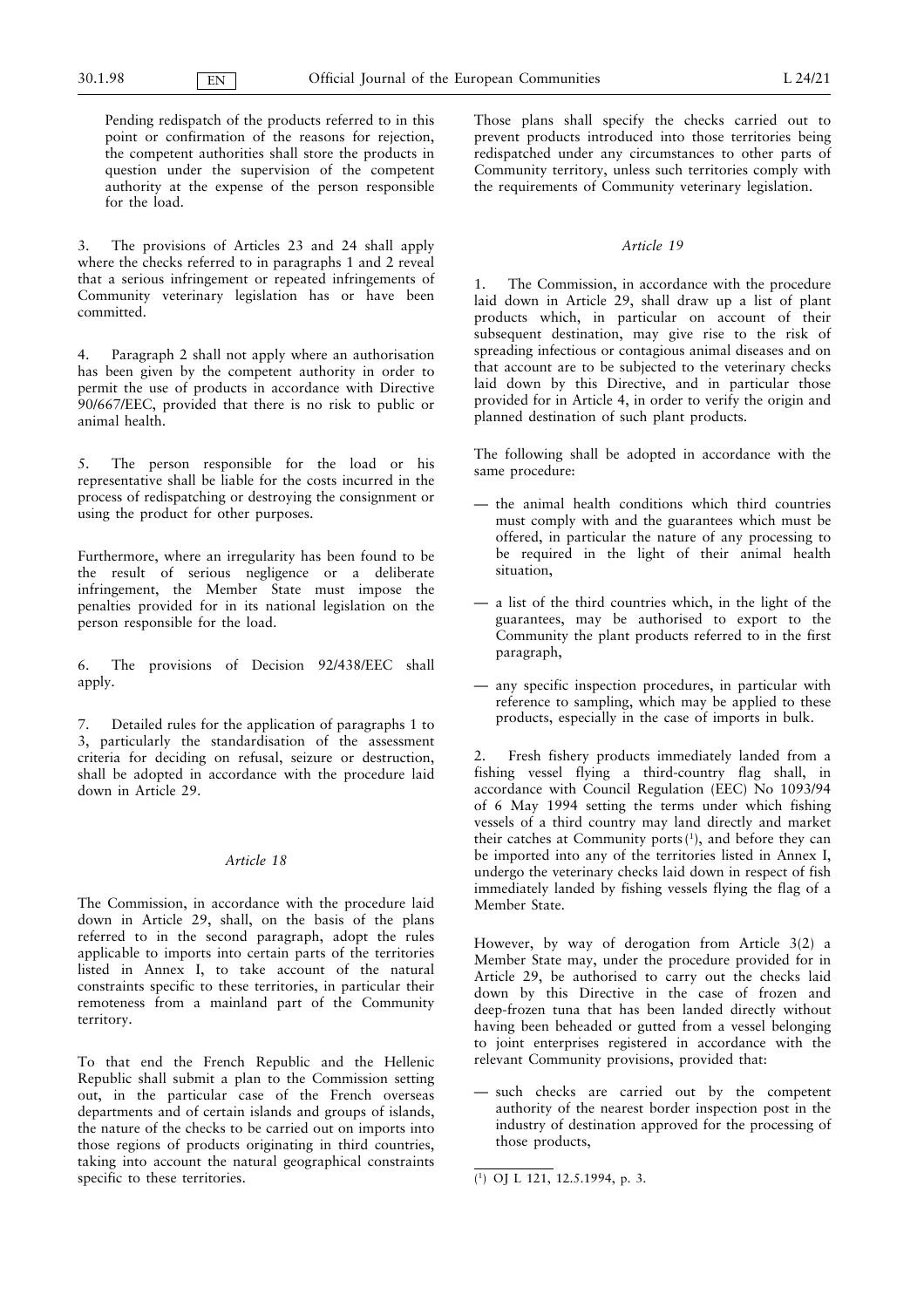Pending redispatch of the products referred to in this point or confirmation of the reasons for rejection, the competent authorities shall store the products in question under the supervision of the competent authority at the expense of the person responsible for the load.

3. The provisions of Articles 23 and 24 shall apply where the checks referred to in paragraphs 1 and 2 reveal that a serious infringement or repeated infringements of Community veterinary legislation has or have been committed.

4. Paragraph 2 shall not apply where an authorisation has been given by the competent authority in order to permit the use of products in accordance with Directive 90/667/EEC, provided that there is no risk to public or animal health.

5. The person responsible for the load or his representative shall be liable for the costs incurred in the process of redispatching or destroying the consignment or using the product for other purposes.

Furthermore, where an irregularity has been found to be the result of serious negligence or a deliberate infringement, the Member State must impose the penalties provided for in its national legislation on the person responsible for the load.

6. The provisions of Decision 92/438/EEC shall apply.

7. Detailed rules for the application of paragraphs 1 to 3, particularly the standardisation of the assessment criteria for deciding on refusal, seizure or destruction, shall be adopted in accordance with the procedure laid down in Article 29.

*Article 18*

The Commission, in accordance with the procedure laid down in Article 29, shall, on the basis of the plans referred to in the second paragraph, adopt the rules applicable to imports into certain parts of the territories listed in Annex I, to take account of the natural constraints specific to these territories, in particular their remoteness from a mainland part of the Community territory.

To that end the French Republic and the Hellenic Republic shall submit a plan to the Commission setting out, in the particular case of the French overseas departments and of certain islands and groups of islands, the nature of the checks to be carried out on imports into those regions of products originating in third countries, taking into account the natural geographical constraints specific to these territories.

Those plans shall specify the checks carried out to prevent products introduced into those territories being redispatched under any circumstances to other parts of Community territory, unless such territories comply with the requirements of Community veterinary legislation.

*Article 19*

1. The Commission, in accordance with the procedure laid down in Article 29, shall draw up a list of plant products which, in particular on account of their subsequent destination, may give rise to the risk of spreading infectious or contagious animal diseases and on that account are to be subjected to the veterinary checks laid down by this Directive, and in particular those provided for in Article 4, in order to verify the origin and planned destination of such plant products.

The following shall be adopted in accordance with the same procedure:

— the animal health conditions which third countries must comply with and the guarantees which must be offered, in particular the nature of any processing to be required in the light of their animal health situation,

— a list of the third countries which, in the light of the guarantees, may be authorised to export to the Community the plant products referred to in the first paragraph,

— any specific inspection procedures, in particular with reference to sampling, which may be applied to these products, especially in the case of imports in bulk.

2. Fresh fishery products immediately landed from a fishing vessel flying a third-country flag shall, in accordance with Council Regulation (EEC) No 1093/94 of 6 May 1994 setting the terms under which fishing vessels of a third country may land directly and market their catches at Community ports [1], and before they can be imported into any of the territories listed in Annex I, undergo the veterinary checks laid down in respect of fish immediately landed by fishing vessels flying the flag of a Member State.

However, by way of derogation from Article 3(2) a Member State may, under the procedure provided for in Article 29, be authorised to carry out the checks laid down by this Directive in the case of frozen and deep-frozen tuna that has been landed directly without having been beheaded or gutted from a vessel belonging to joint enterprises registered in accordance with the relevant Community provisions, provided that:

— such checks are carried out by the competent authority of the nearest border inspection post in the industry of destination approved for the processing of those products,

[1] OJ L 121, 12.5.1994, p. 3.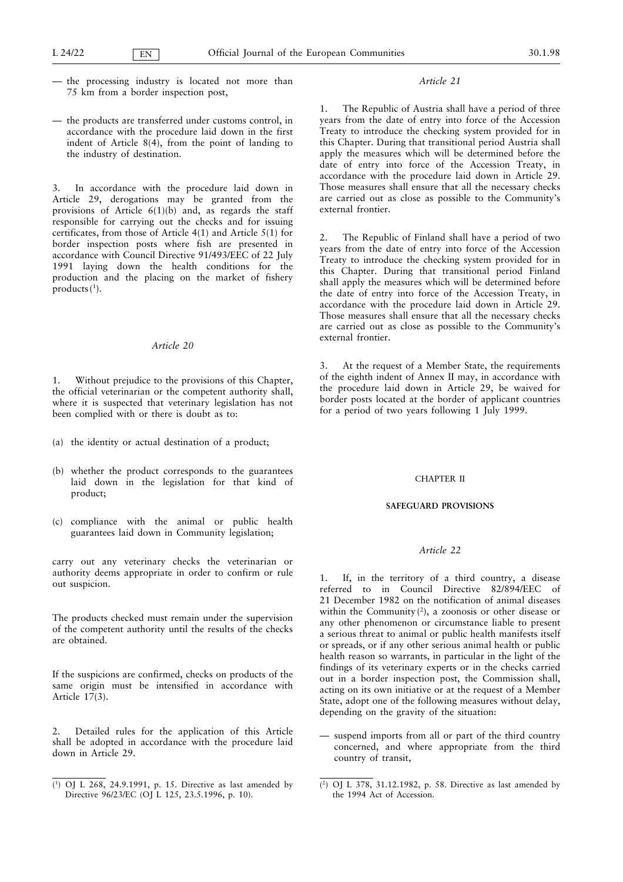— the processing industry is located not more than 75 km from a border inspection post,

— the products are transferred under customs control, in accordance with the procedure laid down in the first indent of Article 8(4), from the point of landing to the industry of destination.

3. In accordance with the procedure laid down in Article 29, derogations may be granted from the provisions of Article 6(1)(b) and, as regards the staff responsible for carrying out the checks and for issuing certificates, from those of Article 4(1) and Article 5(1) for border inspection posts where fish are presented in accordance with Council Directive 91/493/EEC of 22 July 1991 laying down the health conditions for the production and the placing on the market of fishery products [1].

*Article 20*

1. Without prejudice to the provisions of this Chapter, the official veterinarian or the competent authority shall, where it is suspected that veterinary legislation has not been complied with or there is doubt as to:

(a) the identity or actual destination of a product;

(b) whether the product corresponds to the guarantees laid down in the legislation for that kind of product;

(c) compliance with the animal or public health guarantees laid down in Community legislation;

carry out any veterinary checks the veterinarian or authority deems appropriate in order to confirm or rule out suspicion.

The products checked must remain under the supervision of the competent authority until the results of the checks are obtained.

If the suspicions are confirmed, checks on products of the same origin must be intensified in accordance with Article 17(3).

2. Detailed rules for the application of this Article shall be adopted in accordance with the procedure laid down in Article 29.

[1] OJ L 268, 24.9.1991, p. 15. Directive as last amended by Directive 96/23/EC (OJ L 125, 23.5.1996, p. 10).

*Article 21*

1. The Republic of Austria shall have a period of three years from the date of entry into force of the Accession Treaty to introduce the checking system provided for in this Chapter. During that transitional period Austria shall apply the measures which will be determined before the date of entry into force of the Accession Treaty, in accordance with the procedure laid down in Article 29. Those measures shall ensure that all the necessary checks are carried out as close as possible to the Community's external frontier.

2. The Republic of Finland shall have a period of two years from the date of entry into force of the Accession Treaty to introduce the checking system provided for in this Chapter. During that transitional period Finland shall apply the measures which will be determined before the date of entry into force of the Accession Treaty, in accordance with the procedure laid down in Article 29. Those measures shall ensure that all the necessary checks are carried out as close as possible to the Community's external frontier.

3. At the request of a Member State, the requirements of the eighth indent of Annex II may, in accordance with the procedure laid down in Article 29, be waived for border posts located at the border of applicant countries for a period of two years following 1 July 1999.

## CHAPTER II

## SAFEGUARD PROVISIONS

*Article 22*

1. If, in the territory of a third country, a disease referred to in Council Directive 82/894/EEC of 21 December 1982 on the notification of animal diseases within the Community [2], a zoonosis or other disease or any other phenomenon or circumstance liable to present a serious threat to animal or public health manifests itself or spreads, or if any other serious animal health or public health reason so warrants, in particular in the light of the findings of its veterinary experts or in the checks carried out in a border inspection post, the Commission shall, acting on its own initiative or at the request of a Member State, adopt one of the following measures without delay, depending on the gravity of the situation:

— suspend imports from all or part of the third country concerned, and where appropriate from the third country of transit,

[2] OJ L 378, 31.12.1982, p. 58. Directive as last amended by the 1994 Act of Accession.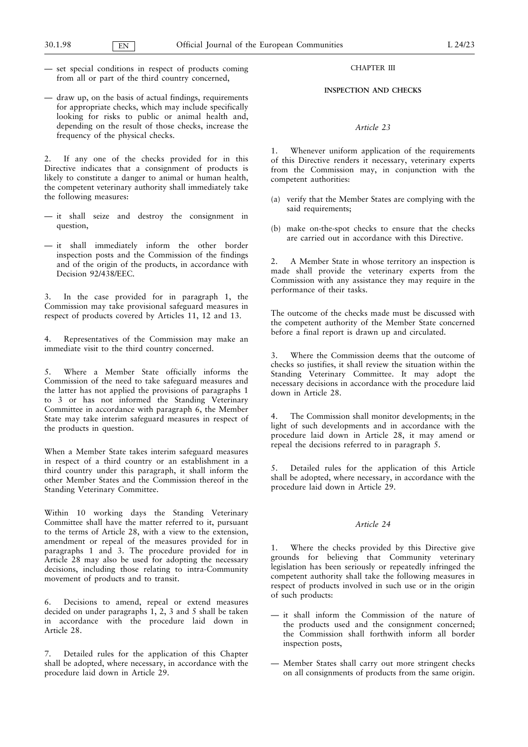— set special conditions in respect of products coming from all or part of the third country concerned,

— draw up, on the basis of actual findings, requirements for appropriate checks, which may include specifically looking for risks to public or animal health and, depending on the result of those checks, increase the frequency of the physical checks.

2. If any one of the checks provided for in this Directive indicates that a consignment of products is likely to constitute a danger to animal or human health, the competent veterinary authority shall immediately take the following measures:

— it shall seize and destroy the consignment in question,

— it shall immediately inform the other border inspection posts and the Commission of the findings and of the origin of the products, in accordance with Decision 92/438/EEC.

3. In the case provided for in paragraph 1, the Commission may take provisional safeguard measures in respect of products covered by Articles 11, 12 and 13.

4. Representatives of the Commission may make an immediate visit to the third country concerned.

5. Where a Member State officially informs the Commission of the need to take safeguard measures and the latter has not applied the provisions of paragraphs 1 to 3 or has not informed the Standing Veterinary Committee in accordance with paragraph 6, the Member State may take interim safeguard measures in respect of the products in question.

When a Member State takes interim safeguard measures in respect of a third country or an establishment in a third country under this paragraph, it shall inform the other Member States and the Commission thereof in the Standing Veterinary Committee.

Within 10 working days the Standing Veterinary Committee shall have the matter referred to it, pursuant to the terms of Article 28, with a view to the extension, amendment or repeal of the measures provided for in paragraphs 1 and 3. The procedure provided for in Article 28 may also be used for adopting the necessary decisions, including those relating to intra-Community movement of products and to transit.

6. Decisions to amend, repeal or extend measures decided on under paragraphs 1, 2, 3 and 5 shall be taken in accordance with the procedure laid down in Article 28.

7. Detailed rules for the application of this Chapter shall be adopted, where necessary, in accordance with the procedure laid down in Article 29.

## CHAPTER III

## INSPECTION AND CHECKS

### *Article 23*

1. Whenever uniform application of the requirements of this Directive renders it necessary, veterinary experts from the Commission may, in conjunction with the competent authorities:

(a) verify that the Member States are complying with the said requirements;

(b) make on-the-spot checks to ensure that the checks are carried out in accordance with this Directive.

2. A Member State in whose territory an inspection is made shall provide the veterinary experts from the Commission with any assistance they may require in the performance of their tasks.

The outcome of the checks made must be discussed with the competent authority of the Member State concerned before a final report is drawn up and circulated.

3. Where the Commission deems that the outcome of checks so justifies, it shall review the situation within the Standing Veterinary Committee. It may adopt the necessary decisions in accordance with the procedure laid down in Article 28.

4. The Commission shall monitor developments; in the light of such developments and in accordance with the procedure laid down in Article 28, it may amend or repeal the decisions referred to in paragraph 5.

5. Detailed rules for the application of this Article shall be adopted, where necessary, in accordance with the procedure laid down in Article 29.

### *Article 24*

1. Where the checks provided by this Directive give grounds for believing that Community veterinary legislation has been seriously or repeatedly infringed the competent authority shall take the following measures in respect of products involved in such use or in the origin of such products:

— it shall inform the Commission of the nature of the products used and the consignment concerned; the Commission shall forthwith inform all border inspection posts,

— Member States shall carry out more stringent checks on all consignments of products from the same origin.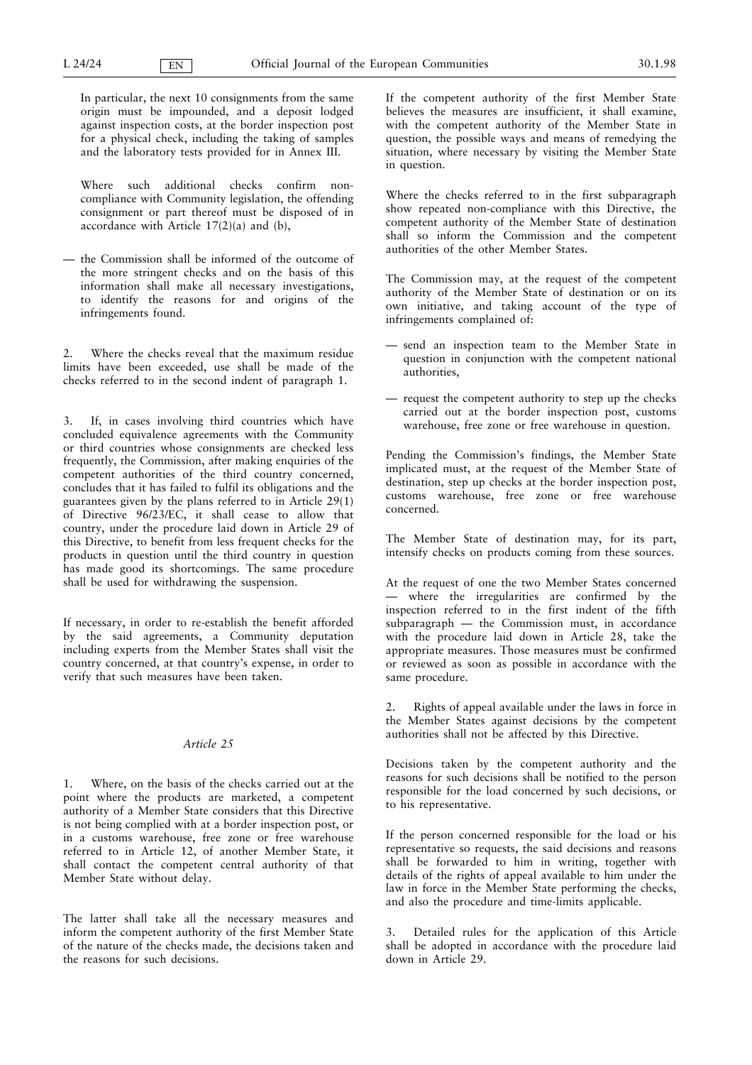In particular, the next 10 consignments from the same origin must be impounded, and a deposit lodged against inspection costs, at the border inspection post for a physical check, including the taking of samples and the laboratory tests provided for in Annex III.

Where such additional checks confirm non-compliance with Community legislation, the offending consignment or part thereof must be disposed of in accordance with Article 17(2)(a) and (b),

— the Commission shall be informed of the outcome of the more stringent checks and on the basis of this information shall make all necessary investigations, to identify the reasons for and origins of the infringements found.

2. Where the checks reveal that the maximum residue limits have been exceeded, use shall be made of the checks referred to in the second indent of paragraph 1.

3. If, in cases involving third countries which have concluded equivalence agreements with the Community or third countries whose consignments are checked less frequently, the Commission, after making enquiries of the competent authorities of the third country concerned, concludes that it has failed to fulfil its obligations and the guarantees given by the plans referred to in Article 29(1) of Directive 96/23/EC, it shall cease to allow that country, under the procedure laid down in Article 29 of this Directive, to benefit from less frequent checks for the products in question until the third country in question has made good its shortcomings. The same procedure shall be used for withdrawing the suspension.

If necessary, in order to re-establish the benefit afforded by the said agreements, a Community deputation including experts from the Member States shall visit the country concerned, at that country's expense, in order to verify that such measures have been taken.

### *Article 25*

1. Where, on the basis of the checks carried out at the point where the products are marketed, a competent authority of a Member State considers that this Directive is not being complied with at a border inspection post, or in a customs warehouse, free zone or free warehouse referred to in Article 12, of another Member State, it shall contact the competent central authority of that Member State without delay.

The latter shall take all the necessary measures and inform the competent authority of the first Member State of the nature of the checks made, the decisions taken and the reasons for such decisions.

If the competent authority of the first Member State believes the measures are insufficient, it shall examine, with the competent authority of the Member State in question, the possible ways and means of remedying the situation, where necessary by visiting the Member State in question.

Where the checks referred to in the first subparagraph show repeated non-compliance with this Directive, the competent authority of the Member State of destination shall so inform the Commission and the competent authorities of the other Member States.

The Commission may, at the request of the competent authority of the Member State of destination or on its own initiative, and taking account of the type of infringements complained of:

— send an inspection team to the Member State in question in conjunction with the competent national authorities,

— request the competent authority to step up the checks carried out at the border inspection post, customs warehouse, free zone or free warehouse in question.

Pending the Commission's findings, the Member State implicated must, at the request of the Member State of destination, step up checks at the border inspection post, customs warehouse, free zone or free warehouse concerned.

The Member State of destination may, for its part, intensify checks on products coming from these sources.

At the request of one the two Member States concerned — where the irregularities are confirmed by the inspection referred to in the first indent of the fifth subparagraph — the Commission must, in accordance with the procedure laid down in Article 28, take the appropriate measures. Those measures must be confirmed or reviewed as soon as possible in accordance with the same procedure.

2. Rights of appeal available under the laws in force in the Member States against decisions by the competent authorities shall not be affected by this Directive.

Decisions taken by the competent authority and the reasons for such decisions shall be notified to the person responsible for the load concerned by such decisions, or to his representative.

If the person concerned responsible for the load or his representative so requests, the said decisions and reasons shall be forwarded to him in writing, together with details of the rights of appeal available to him under the law in force in the Member State performing the checks, and also the procedure and time-limits applicable.

3. Detailed rules for the application of this Article shall be adopted in accordance with the procedure laid down in Article 29.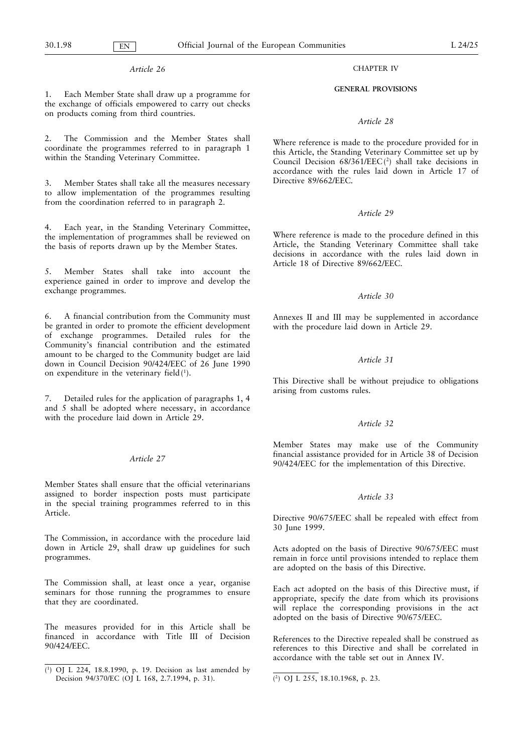*Article 26*

1. Each Member State shall draw up a programme for the exchange of officials empowered to carry out checks on products coming from third countries.

2. The Commission and the Member States shall coordinate the programmes referred to in paragraph 1 within the Standing Veterinary Committee.

3. Member States shall take all the measures necessary to allow implementation of the programmes resulting from the coordination referred to in paragraph 2.

4. Each year, in the Standing Veterinary Committee, the implementation of programmes shall be reviewed on the basis of reports drawn up by the Member States.

5. Member States shall take into account the experience gained in order to improve and develop the exchange programmes.

6. A financial contribution from the Community must be granted in order to promote the efficient development of exchange programmes. Detailed rules for the Community's financial contribution and the estimated amount to be charged to the Community budget are laid down in Council Decision 90/424/EEC of 26 June 1990 on expenditure in the veterinary field [1].

7. Detailed rules for the application of paragraphs 1, 4 and 5 shall be adopted where necessary, in accordance with the procedure laid down in Article 29.

*Article 27*

Member States shall ensure that the official veterinarians assigned to border inspection posts must participate in the special training programmes referred to in this Article.

The Commission, in accordance with the procedure laid down in Article 29, shall draw up guidelines for such programmes.

The Commission shall, at least once a year, organise seminars for those running the programmes to ensure that they are coordinated.

The measures provided for in this Article shall be financed in accordance with Title III of Decision 90/424/EEC.

[1] OJ L 224, 18.8.1990, p. 19. Decision as last amended by Decision 94/370/EC (OJ L 168, 2.7.1994, p. 31).

CHAPTER IV

**GENERAL PROVISIONS**

*Article 28*

Where reference is made to the procedure provided for in this Article, the Standing Veterinary Committee set up by Council Decision 68/361/EEC [2] shall take decisions in accordance with the rules laid down in Article 17 of Directive 89/662/EEC.

*Article 29*

Where reference is made to the procedure defined in this Article, the Standing Veterinary Committee shall take decisions in accordance with the rules laid down in Article 18 of Directive 89/662/EEC.

*Article 30*

Annexes II and III may be supplemented in accordance with the procedure laid down in Article 29.

*Article 31*

This Directive shall be without prejudice to obligations arising from customs rules.

*Article 32*

Member States may make use of the Community financial assistance provided for in Article 38 of Decision 90/424/EEC for the implementation of this Directive.

*Article 33*

Directive 90/675/EEC shall be repealed with effect from 30 June 1999.

Acts adopted on the basis of Directive 90/675/EEC must remain in force until provisions intended to replace them are adopted on the basis of this Directive.

Each act adopted on the basis of this Directive must, if appropriate, specify the date from which its provisions will replace the corresponding provisions in the act adopted on the basis of Directive 90/675/EEC.

References to the Directive repealed shall be construed as references to this Directive and shall be correlated in accordance with the table set out in Annex IV.

[2] OJ L 255, 18.10.1968, p. 23.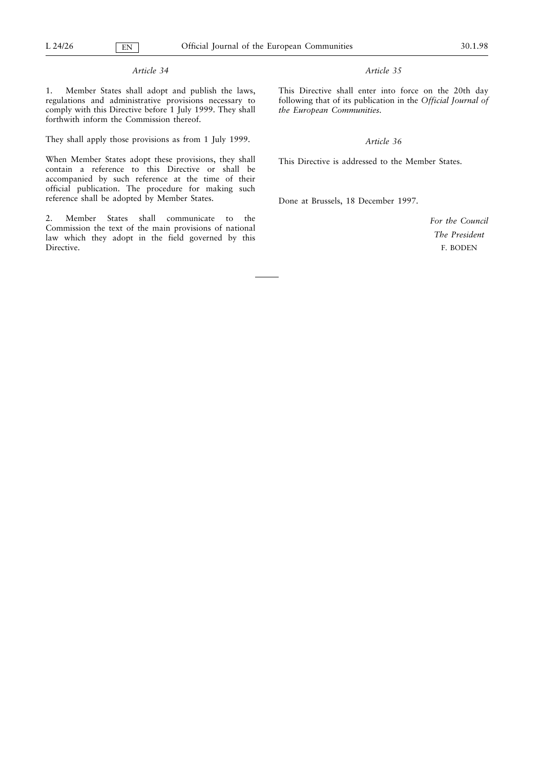*Article 34*

1. Member States shall adopt and publish the laws, regulations and administrative provisions necessary to comply with this Directive before 1 July 1999. They shall forthwith inform the Commission thereof.

They shall apply those provisions as from 1 July 1999.

When Member States adopt these provisions, they shall contain a reference to this Directive or shall be accompanied by such reference at the time of their official publication. The procedure for making such reference shall be adopted by Member States.

2. Member States shall communicate to the Commission the text of the main provisions of national law which they adopt in the field governed by this Directive.

*Article 35*

This Directive shall enter into force on the 20th day following that of its publication in the *Official Journal of the European Communities*.

*Article 36*

This Directive is addressed to the Member States.

Done at Brussels, 18 December 1997.

*For the Council*

*The President*

F. BODEN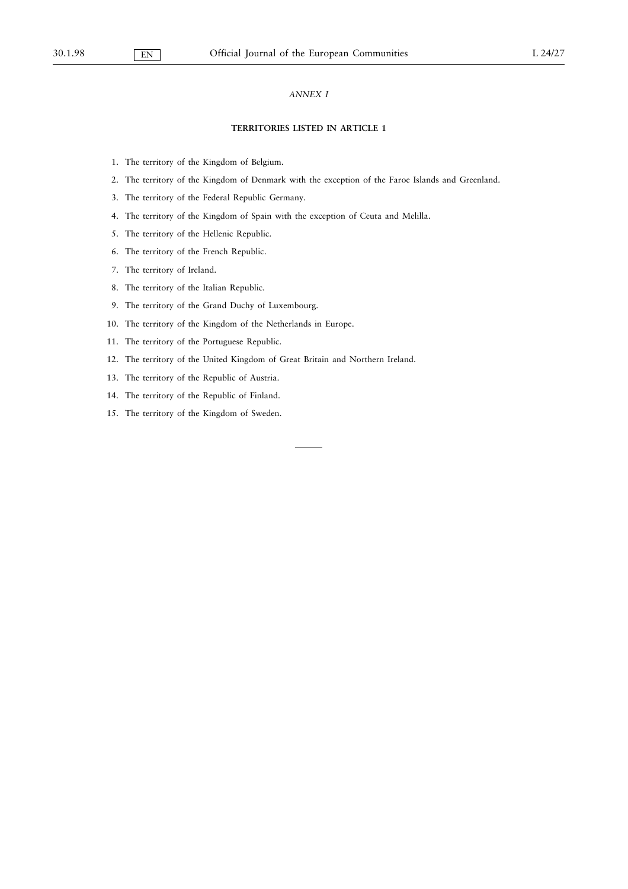*ANNEX I*

**TERRITORIES LISTED IN ARTICLE 1**

1. The territory of the Kingdom of Belgium.
2. The territory of the Kingdom of Denmark with the exception of the Faroe Islands and Greenland.
3. The territory of the Federal Republic Germany.
4. The territory of the Kingdom of Spain with the exception of Ceuta and Melilla.
5. The territory of the Hellenic Republic.
6. The territory of the French Republic.
7. The territory of Ireland.
8. The territory of the Italian Republic.
9. The territory of the Grand Duchy of Luxembourg.
10. The territory of the Kingdom of the Netherlands in Europe.
11. The territory of the Portuguese Republic.
12. The territory of the United Kingdom of Great Britain and Northern Ireland.
13. The territory of the Republic of Austria.
14. The territory of the Republic of Finland.
15. The territory of the Kingdom of Sweden.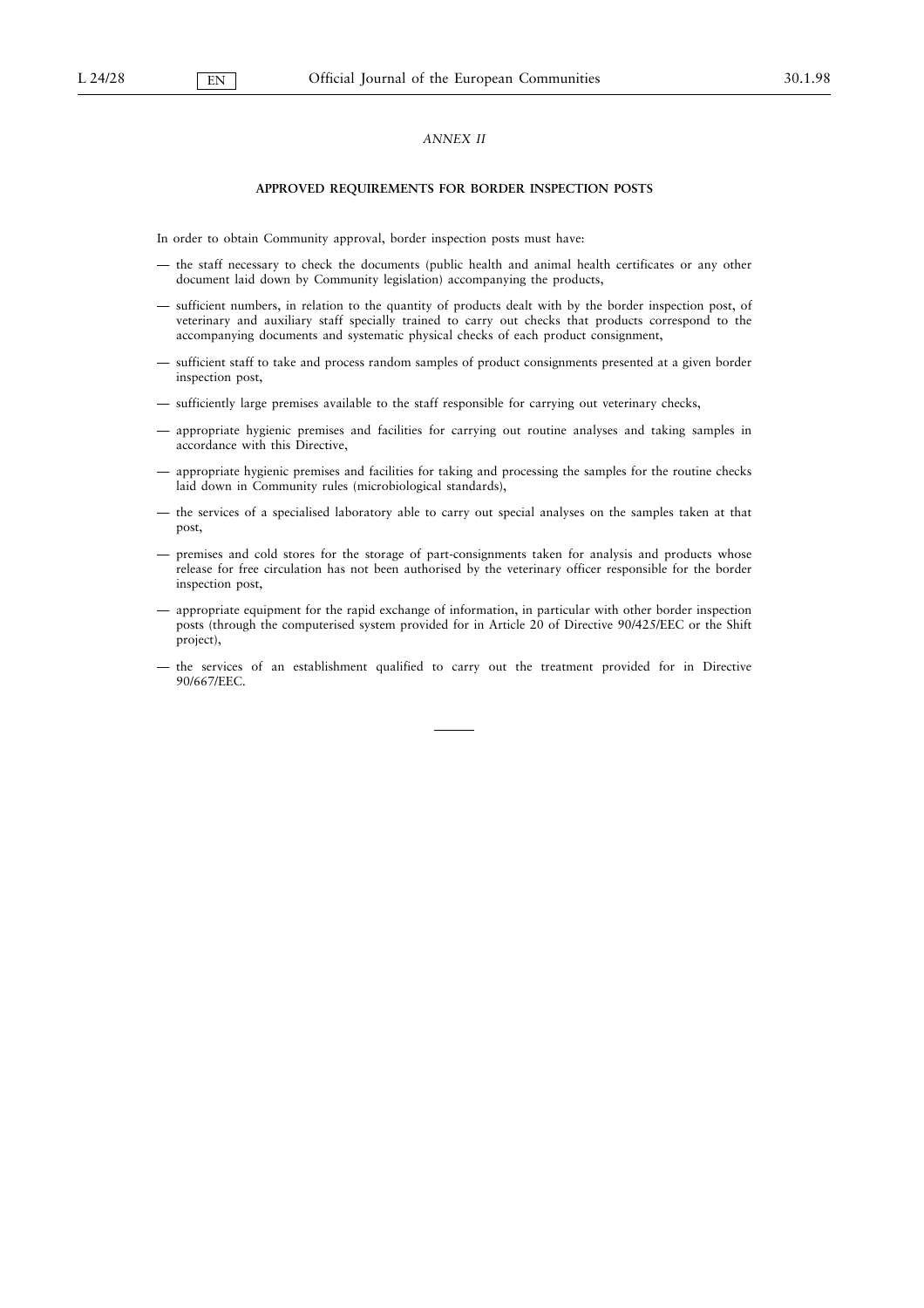*ANNEX II*

**APPROVED REQUIREMENTS FOR BORDER INSPECTION POSTS**

In order to obtain Community approval, border inspection posts must have:

— the staff necessary to check the documents (public health and animal health certificates or any other document laid down by Community legislation) accompanying the products,

— sufficient numbers, in relation to the quantity of products dealt with by the border inspection post, of veterinary and auxiliary staff specially trained to carry out checks that products correspond to the accompanying documents and systematic physical checks of each product consignment,

— sufficient staff to take and process random samples of product consignments presented at a given border inspection post,

— sufficiently large premises available to the staff responsible for carrying out veterinary checks,

— appropriate hygienic premises and facilities for carrying out routine analyses and taking samples in accordance with this Directive,

— appropriate hygienic premises and facilities for taking and processing the samples for the routine checks laid down in Community rules (microbiological standards),

— the services of a specialised laboratory able to carry out special analyses on the samples taken at that post,

— premises and cold stores for the storage of part-consignments taken for analysis and products whose release for free circulation has not been authorised by the veterinary officer responsible for the border inspection post,

— appropriate equipment for the rapid exchange of information, in particular with other border inspection posts (through the computerised system provided for in Article 20 of Directive 90/425/EEC or the Shift project),

— the services of an establishment qualified to carry out the treatment provided for in Directive 90/667/EEC.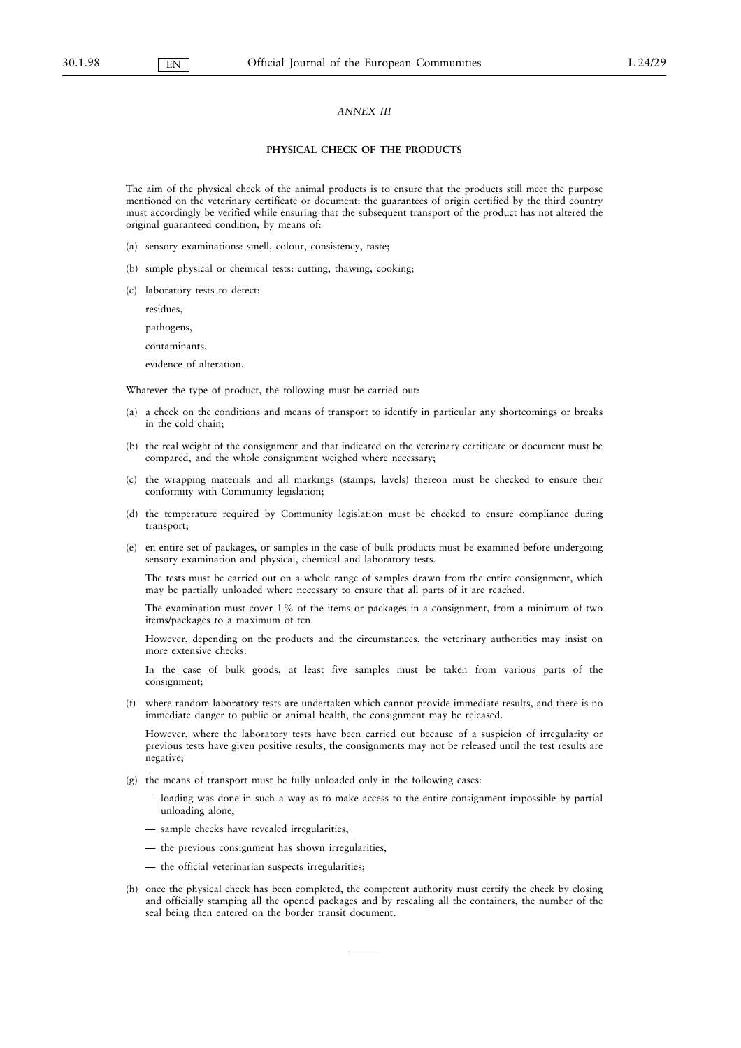*ANNEX III*

**PHYSICAL CHECK OF THE PRODUCTS**

The aim of the physical check of the animal products is to ensure that the products still meet the purpose mentioned on the veterinary certificate or document: the guarantees of origin certified by the third country must accordingly be verified while ensuring that the subsequent transport of the product has not altered the original guaranteed condition, by means of:

(a) sensory examinations: smell, colour, consistency, taste;

(b) simple physical or chemical tests: cutting, thawing, cooking;

(c) laboratory tests to detect:

residues,

pathogens,

contaminants,

evidence of alteration.

Whatever the type of product, the following must be carried out:

(a) a check on the conditions and means of transport to identify in particular any shortcomings or breaks in the cold chain;

(b) the real weight of the consignment and that indicated on the veterinary certificate or document must be compared, and the whole consignment weighed where necessary;

(c) the wrapping materials and all markings (stamps, lavels) thereon must be checked to ensure their conformity with Community legislation;

(d) the temperature required by Community legislation must be checked to ensure compliance during transport;

(e) en entire set of packages, or samples in the case of bulk products must be examined before undergoing sensory examination and physical, chemical and laboratory tests.

The tests must be carried out on a whole range of samples drawn from the entire consignment, which may be partially unloaded where necessary to ensure that all parts of it are reached.

The examination must cover 1 % of the items or packages in a consignment, from a minimum of two items/packages to a maximum of ten.

However, depending on the products and the circumstances, the veterinary authorities may insist on more extensive checks.

In the case of bulk goods, at least five samples must be taken from various parts of the consignment;

(f) where random laboratory tests are undertaken which cannot provide immediate results, and there is no immediate danger to public or animal health, the consignment may be released.

However, where the laboratory tests have been carried out because of a suspicion of irregularity or previous tests have given positive results, the consignments may not be released until the test results are negative;

(g) the means of transport must be fully unloaded only in the following cases:

— loading was done in such a way as to make access to the entire consignment impossible by partial unloading alone,

— sample checks have revealed irregularities,

— the previous consignment has shown irregularities,

— the official veterinarian suspects irregularities;

(h) once the physical check has been completed, the competent authority must certify the check by closing and officially stamping all the opened packages and by resealing all the containers, the number of the seal being then entered on the border transit document.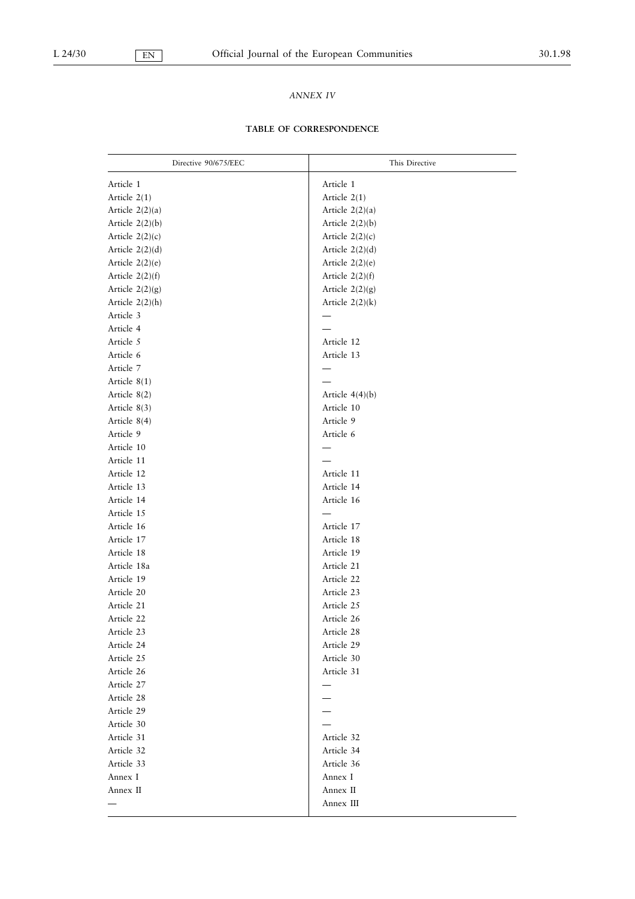*ANNEX IV*

**TABLE OF CORRESPONDENCE**

| Directive 90/675/EEC | This Directive |
|---|---|
| Article 1 | Article 1 |
| Article 2(1) | Article 2(1) |
| Article 2(2)(a) | Article 2(2)(a) |
| Article 2(2)(b) | Article 2(2)(b) |
| Article 2(2)(c) | Article 2(2)(c) |
| Article 2(2)(d) | Article 2(2)(d) |
| Article 2(2)(e) | Article 2(2)(e) |
| Article 2(2)(f) | Article 2(2)(f) |
| Article 2(2)(g) | Article 2(2)(g) |
| Article 2(2)(h) | Article 2(2)(k) |
| Article 3 | — |
| Article 4 | — |
| Article 5 | Article 12 |
| Article 6 | Article 13 |
| Article 7 | — |
| Article 8(1) | — |
| Article 8(2) | Article 4(4)(b) |
| Article 8(3) | Article 10 |
| Article 8(4) | Article 9 |
| Article 9 | Article 6 |
| Article 10 | — |
| Article 11 | — |
| Article 12 | Article 11 |
| Article 13 | Article 14 |
| Article 14 | Article 16 |
| Article 15 | — |
| Article 16 | Article 17 |
| Article 17 | Article 18 |
| Article 18 | Article 19 |
| Article 18a | Article 21 |
| Article 19 | Article 22 |
| Article 20 | Article 23 |
| Article 21 | Article 25 |
| Article 22 | Article 26 |
| Article 23 | Article 28 |
| Article 24 | Article 29 |
| Article 25 | Article 30 |
| Article 26 | Article 31 |
| Article 27 | — |
| Article 28 | — |
| Article 29 | — |
| Article 30 | — |
| Article 31 | Article 32 |
| Article 32 | Article 34 |
| Article 33 | Article 36 |
| Annex I | Annex I |
| Annex II | Annex II |
| — | Annex III |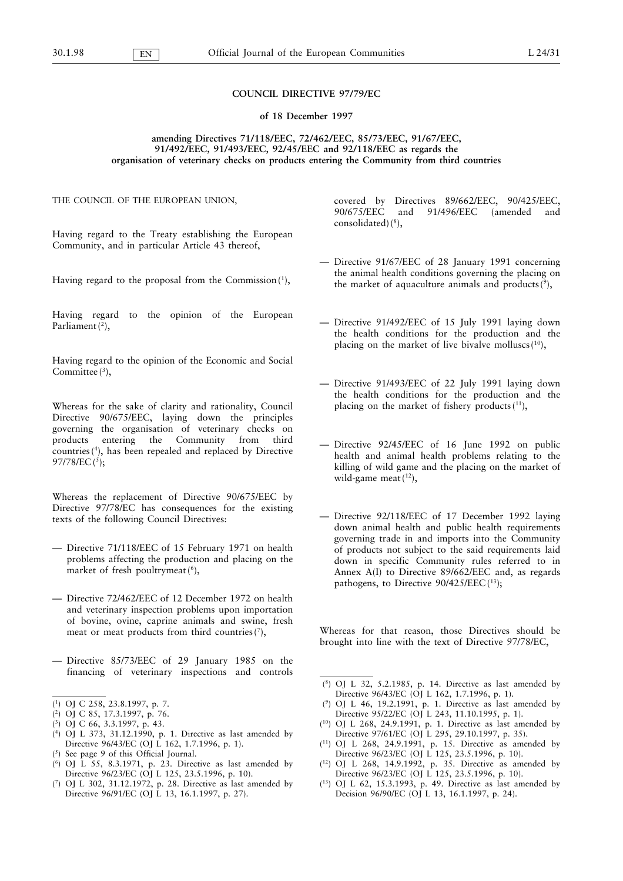**COUNCIL DIRECTIVE 97/79/EC**

**of 18 December 1997**

**amending Directives 71/118/EEC, 72/462/EEC, 85/73/EEC, 91/67/EEC, 91/492/EEC, 91/493/EEC, 92/45/EEC and 92/118/EEC as regards the organisation of veterinary checks on products entering the Community from third countries**

THE COUNCIL OF THE EUROPEAN UNION,

Having regard to the Treaty establishing the European Community, and in particular Article 43 thereof,

Having regard to the proposal from the Commission [1],

Having regard to the opinion of the European Parliament [2],

Having regard to the opinion of the Economic and Social Committee [3],

Whereas for the sake of clarity and rationality, Council Directive 90/675/EEC, laying down the principles governing the organisation of veterinary checks on products entering the Community from third countries [4], has been repealed and replaced by Directive 97/78/EC [5];

Whereas the replacement of Directive 90/675/EEC by Directive 97/78/EC has consequences for the existing texts of the following Council Directives:

— Directive 71/118/EEC of 15 February 1971 on health problems affecting the production and placing on the market of fresh poultrymeat [6],

— Directive 72/462/EEC of 12 December 1972 on health and veterinary inspection problems upon importation of bovine, ovine, caprine animals and swine, fresh meat or meat products from third countries [7],

— Directive 85/73/EEC of 29 January 1985 on the financing of veterinary inspections and controls covered by Directives 89/662/EEC, 90/425/EEC, 90/675/EEC and 91/496/EEC (amended and consolidated) [8],

— Directive 91/67/EEC of 28 January 1991 concerning the animal health conditions governing the placing on the market of aquaculture animals and products [9],

— Directive 91/492/EEC of 15 July 1991 laying down the health conditions for the production and the placing on the market of live bivalve molluscs [10],

— Directive 91/493/EEC of 22 July 1991 laying down the health conditions for the production and the placing on the market of fishery products [11],

— Directive 92/45/EEC of 16 June 1992 on public health and animal health problems relating to the killing of wild game and the placing on the market of wild-game meat [12],

— Directive 92/118/EEC of 17 December 1992 laying down animal health and public health requirements governing trade in and imports into the Community of products not subject to the said requirements laid down in specific Community rules referred to in Annex A(I) to Directive 89/662/EEC and, as regards pathogens, to Directive 90/425/EEC [13];

Whereas for that reason, those Directives should be brought into line with the text of Directive 97/78/EC,

---

[1] OJ C 258, 23.8.1997, p. 7.

[2] OJ C 85, 17.3.1997, p. 76.

[3] OJ C 66, 3.3.1997, p. 43.

[4] OJ L 373, 31.12.1990, p. 1. Directive as last amended by Directive 96/43/EC (OJ L 162, 1.7.1996, p. 1).

[5] See page 9 of this Official Journal.

[6] OJ L 55, 8.3.1971, p. 23. Directive as last amended by Directive 96/23/EC (OJ L 125, 23.5.1996, p. 10).

[7] OJ L 302, 31.12.1972, p. 28. Directive as last amended by Directive 96/91/EC (OJ L 13, 16.1.1997, p. 27).

[8] OJ L 32, 5.2.1985, p. 14. Directive as last amended by Directive 96/43/EC (OJ L 162, 1.7.1996, p. 1).

[9] OJ L 46, 19.2.1991, p. 1. Directive as last amended by Directive 95/22/EC (OJ L 243, 11.10.1995, p. 1).

[10] OJ L 268, 24.9.1991, p. 1. Directive as last amended by Directive 97/61/EC (OJ L 295, 29.10.1997, p. 35).

[11] OJ L 268, 24.9.1991, p. 15. Directive as amended by Directive 96/23/EC (OJ L 125, 23.5.1996, p. 10).

[12] OJ L 268, 14.9.1992, p. 35. Directive as amended by Directive 96/23/EC (OJ L 125, 23.5.1996, p. 10).

[13] OJ L 62, 15.3.1993, p. 49. Directive as last amended by Decision 96/90/EC (OJ L 13, 16.1.1997, p. 24).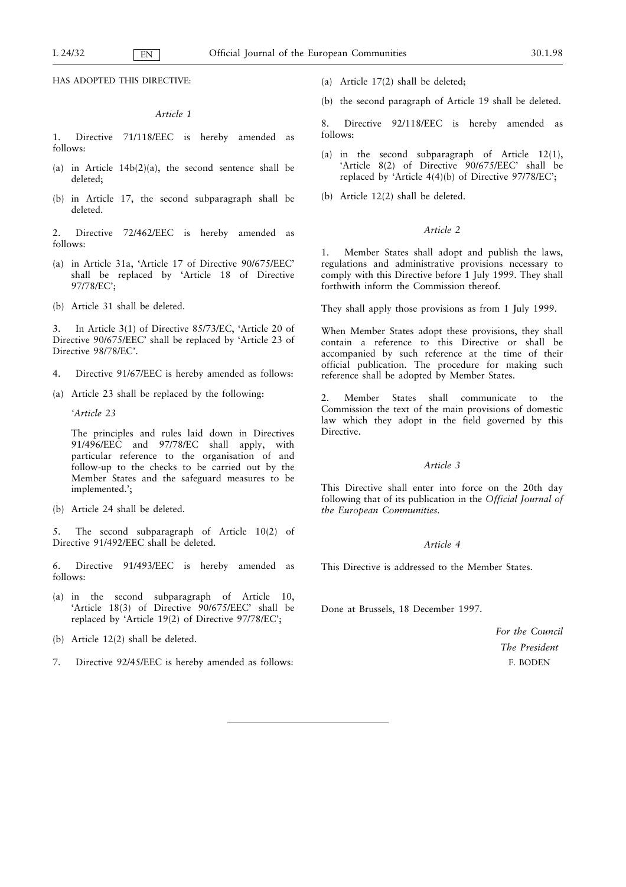HAS ADOPTED THIS DIRECTIVE:

*Article 1*

1. Directive 71/118/EEC is hereby amended as follows:

(a) in Article 14b(2)(a), the second sentence shall be deleted;

(b) in Article 17, the second subparagraph shall be deleted.

2. Directive 72/462/EEC is hereby amended as follows:

(a) in Article 31a, 'Article 17 of Directive 90/675/EEC' shall be replaced by 'Article 18 of Directive 97/78/EC';

(b) Article 31 shall be deleted.

3. In Article 3(1) of Directive 85/73/EC, 'Article 20 of Directive 90/675/EEC' shall be replaced by 'Article 23 of Directive 98/78/EC'.

4. Directive 91/67/EEC is hereby amended as follows:

(a) Article 23 shall be replaced by the following:

'*Article 23*

The principles and rules laid down in Directives 91/496/EEC and 97/78/EC shall apply, with particular reference to the organisation of and follow-up to the checks to be carried out by the Member States and the safeguard measures to be implemented.';

(b) Article 24 shall be deleted.

5. The second subparagraph of Article 10(2) of Directive 91/492/EEC shall be deleted.

6. Directive 91/493/EEC is hereby amended as follows:

(a) in the second subparagraph of Article 10, 'Article 18(3) of Directive 90/675/EEC' shall be replaced by 'Article 19(2) of Directive 97/78/EC';

(b) Article 12(2) shall be deleted.

7. Directive 92/45/EEC is hereby amended as follows:

(a) Article 17(2) shall be deleted;

(b) the second paragraph of Article 19 shall be deleted.

8. Directive 92/118/EEC is hereby amended as follows:

(a) in the second subparagraph of Article 12(1), 'Article 8(2) of Directive 90/675/EEC' shall be replaced by 'Article 4(4)(b) of Directive 97/78/EC';

(b) Article 12(2) shall be deleted.

*Article 2*

1. Member States shall adopt and publish the laws, regulations and administrative provisions necessary to comply with this Directive before 1 July 1999. They shall forthwith inform the Commission thereof.

They shall apply those provisions as from 1 July 1999.

When Member States adopt these provisions, they shall contain a reference to this Directive or shall be accompanied by such reference at the time of their official publication. The procedure for making such reference shall be adopted by Member States.

2. Member States shall communicate to the Commission the text of the main provisions of domestic law which they adopt in the field governed by this Directive.

*Article 3*

This Directive shall enter into force on the 20th day following that of its publication in the *Official Journal of the European Communities*.

*Article 4*

This Directive is addressed to the Member States.

Done at Brussels, 18 December 1997.

*For the Council*

*The President*

F. BODEN